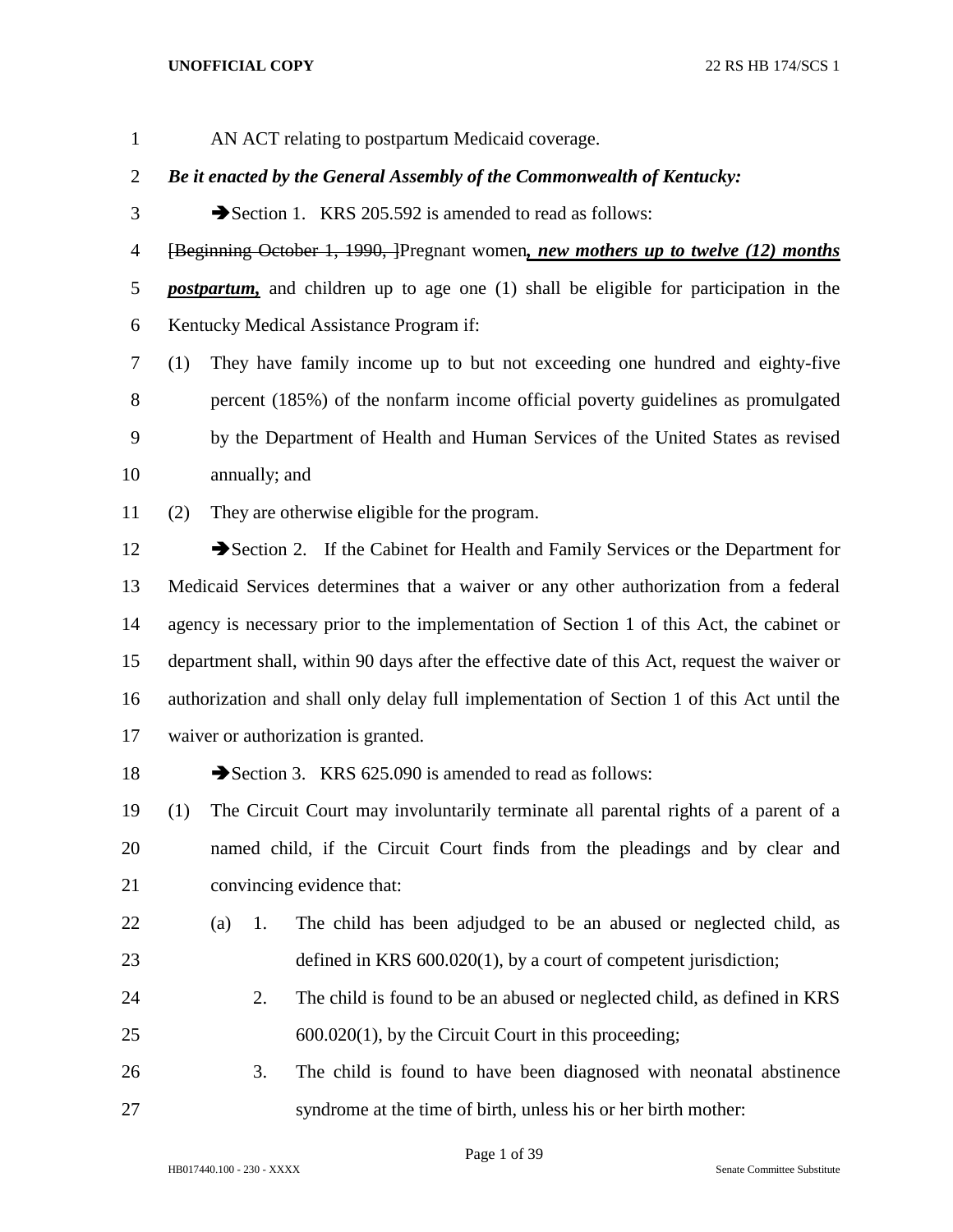AN ACT relating to postpartum Medicaid coverage.

***Be it enacted by the General Assembly of the Commonwealth of Kentucky:***

➔Section 1. KRS 205.592 is amended to read as follows:

~~[Beginning October 1, 1990, ]~~Pregnant women***, new mothers up to twelve (12) months postpartum,*** and children up to age one (1) shall be eligible for participation in the Kentucky Medical Assistance Program if:

(1) They have family income up to but not exceeding one hundred and eighty-five percent (185%) of the nonfarm income official poverty guidelines as promulgated by the Department of Health and Human Services of the United States as revised annually; and

(2) They are otherwise eligible for the program.

➔Section 2. If the Cabinet for Health and Family Services or the Department for Medicaid Services determines that a waiver or any other authorization from a federal agency is necessary prior to the implementation of Section 1 of this Act, the cabinet or department shall, within 90 days after the effective date of this Act, request the waiver or authorization and shall only delay full implementation of Section 1 of this Act until the waiver or authorization is granted.

➔Section 3. KRS 625.090 is amended to read as follows:

(1) The Circuit Court may involuntarily terminate all parental rights of a parent of a named child, if the Circuit Court finds from the pleadings and by clear and convincing evidence that:

(a) 1. The child has been adjudged to be an abused or neglected child, as defined in KRS 600.020(1), by a court of competent jurisdiction;

2. The child is found to be an abused or neglected child, as defined in KRS 600.020(1), by the Circuit Court in this proceeding;

3. The child is found to have been diagnosed with neonatal abstinence syndrome at the time of birth, unless his or her birth mother: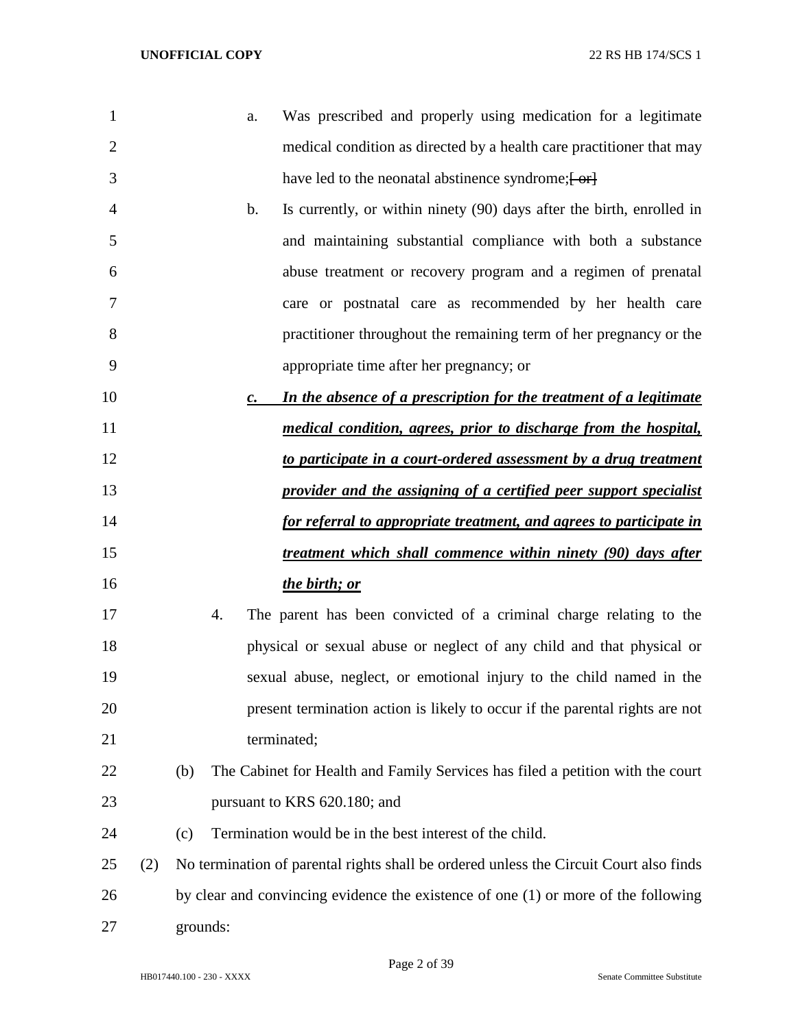a. Was prescribed and properly using medication for a legitimate medical condition as directed by a health care practitioner that may have led to the neonatal abstinence syndrome;~~[ or]~~

b. Is currently, or within ninety (90) days after the birth, enrolled in and maintaining substantial compliance with both a substance abuse treatment or recovery program and a regimen of prenatal care or postnatal care as recommended by her health care practitioner throughout the remaining term of her pregnancy or the appropriate time after her pregnancy; or

***c. In the absence of a prescription for the treatment of a legitimate medical condition, agrees, prior to discharge from the hospital, to participate in a court-ordered assessment by a drug treatment provider and the assigning of a certified peer support specialist for referral to appropriate treatment, and agrees to participate in treatment which shall commence within ninety (90) days after the birth; or***

4. The parent has been convicted of a criminal charge relating to the physical or sexual abuse or neglect of any child and that physical or sexual abuse, neglect, or emotional injury to the child named in the present termination action is likely to occur if the parental rights are not terminated;

(b) The Cabinet for Health and Family Services has filed a petition with the court pursuant to KRS 620.180; and

(c) Termination would be in the best interest of the child.

(2) No termination of parental rights shall be ordered unless the Circuit Court also finds by clear and convincing evidence the existence of one (1) or more of the following grounds: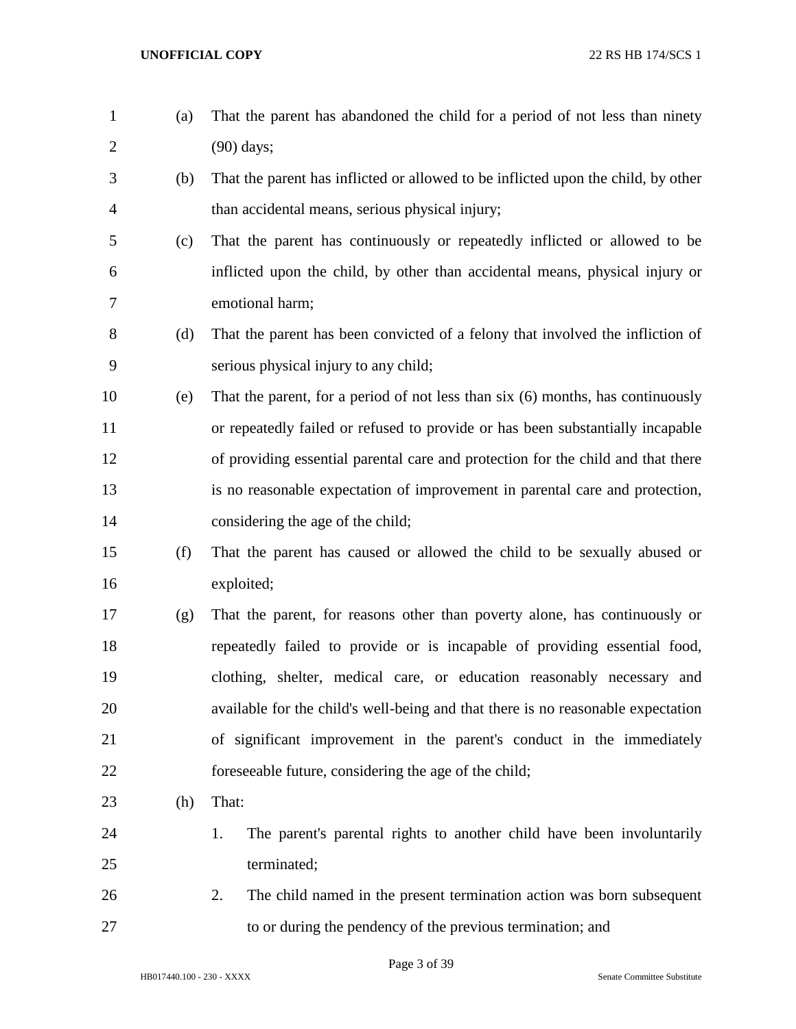(a) That the parent has abandoned the child for a period of not less than ninety (90) days;

(b) That the parent has inflicted or allowed to be inflicted upon the child, by other than accidental means, serious physical injury;

(c) That the parent has continuously or repeatedly inflicted or allowed to be inflicted upon the child, by other than accidental means, physical injury or emotional harm;

(d) That the parent has been convicted of a felony that involved the infliction of serious physical injury to any child;

(e) That the parent, for a period of not less than six (6) months, has continuously or repeatedly failed or refused to provide or has been substantially incapable of providing essential parental care and protection for the child and that there is no reasonable expectation of improvement in parental care and protection, considering the age of the child;

(f) That the parent has caused or allowed the child to be sexually abused or exploited;

(g) That the parent, for reasons other than poverty alone, has continuously or repeatedly failed to provide or is incapable of providing essential food, clothing, shelter, medical care, or education reasonably necessary and available for the child's well-being and that there is no reasonable expectation of significant improvement in the parent's conduct in the immediately foreseeable future, considering the age of the child;

(h) That:

1. The parent's parental rights to another child have been involuntarily terminated;
2. The child named in the present termination action was born subsequent to or during the pendency of the previous termination; and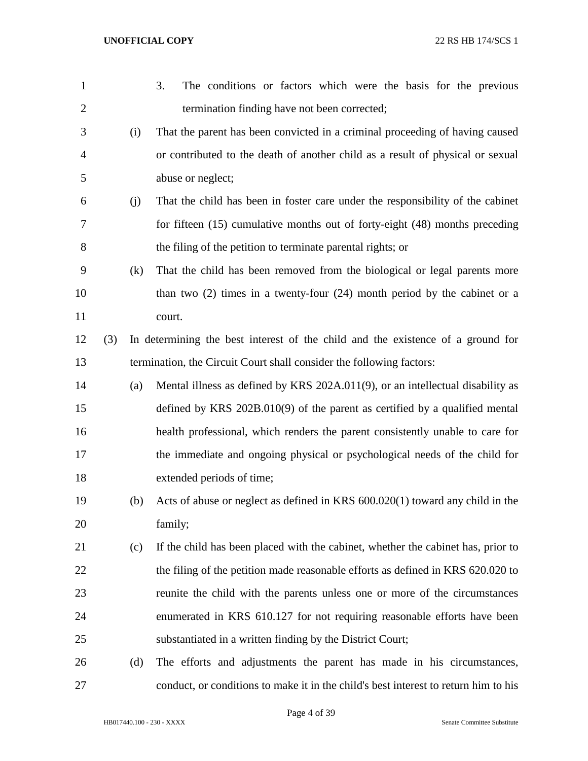3. The conditions or factors which were the basis for the previous termination finding have not been corrected;

(i) That the parent has been convicted in a criminal proceeding of having caused or contributed to the death of another child as a result of physical or sexual abuse or neglect;

(j) That the child has been in foster care under the responsibility of the cabinet for fifteen (15) cumulative months out of forty-eight (48) months preceding the filing of the petition to terminate parental rights; or

(k) That the child has been removed from the biological or legal parents more than two (2) times in a twenty-four (24) month period by the cabinet or a court.

(3) In determining the best interest of the child and the existence of a ground for termination, the Circuit Court shall consider the following factors:

(a) Mental illness as defined by KRS 202A.011(9), or an intellectual disability as defined by KRS 202B.010(9) of the parent as certified by a qualified mental health professional, which renders the parent consistently unable to care for the immediate and ongoing physical or psychological needs of the child for extended periods of time;

(b) Acts of abuse or neglect as defined in KRS 600.020(1) toward any child in the family;

(c) If the child has been placed with the cabinet, whether the cabinet has, prior to the filing of the petition made reasonable efforts as defined in KRS 620.020 to reunite the child with the parents unless one or more of the circumstances enumerated in KRS 610.127 for not requiring reasonable efforts have been substantiated in a written finding by the District Court;

(d) The efforts and adjustments the parent has made in his circumstances, conduct, or conditions to make it in the child's best interest to return him to his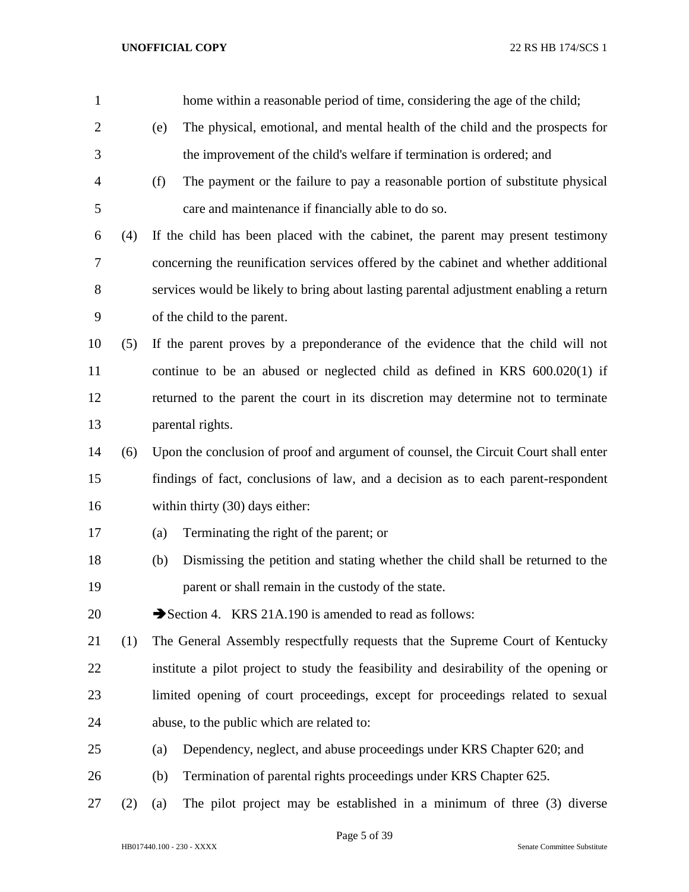home within a reasonable period of time, considering the age of the child;

(e) The physical, emotional, and mental health of the child and the prospects for the improvement of the child's welfare if termination is ordered; and

(f) The payment or the failure to pay a reasonable portion of substitute physical care and maintenance if financially able to do so.

(4) If the child has been placed with the cabinet, the parent may present testimony concerning the reunification services offered by the cabinet and whether additional services would be likely to bring about lasting parental adjustment enabling a return of the child to the parent.

(5) If the parent proves by a preponderance of the evidence that the child will not continue to be an abused or neglected child as defined in KRS 600.020(1) if returned to the parent the court in its discretion may determine not to terminate parental rights.

(6) Upon the conclusion of proof and argument of counsel, the Circuit Court shall enter findings of fact, conclusions of law, and a decision as to each parent-respondent within thirty (30) days either:

(a) Terminating the right of the parent; or

(b) Dismissing the petition and stating whether the child shall be returned to the parent or shall remain in the custody of the state.

➔Section 4. KRS 21A.190 is amended to read as follows:

(1) The General Assembly respectfully requests that the Supreme Court of Kentucky institute a pilot project to study the feasibility and desirability of the opening or limited opening of court proceedings, except for proceedings related to sexual abuse, to the public which are related to:

(a) Dependency, neglect, and abuse proceedings under KRS Chapter 620; and

(b) Termination of parental rights proceedings under KRS Chapter 625.

(2) (a) The pilot project may be established in a minimum of three (3) diverse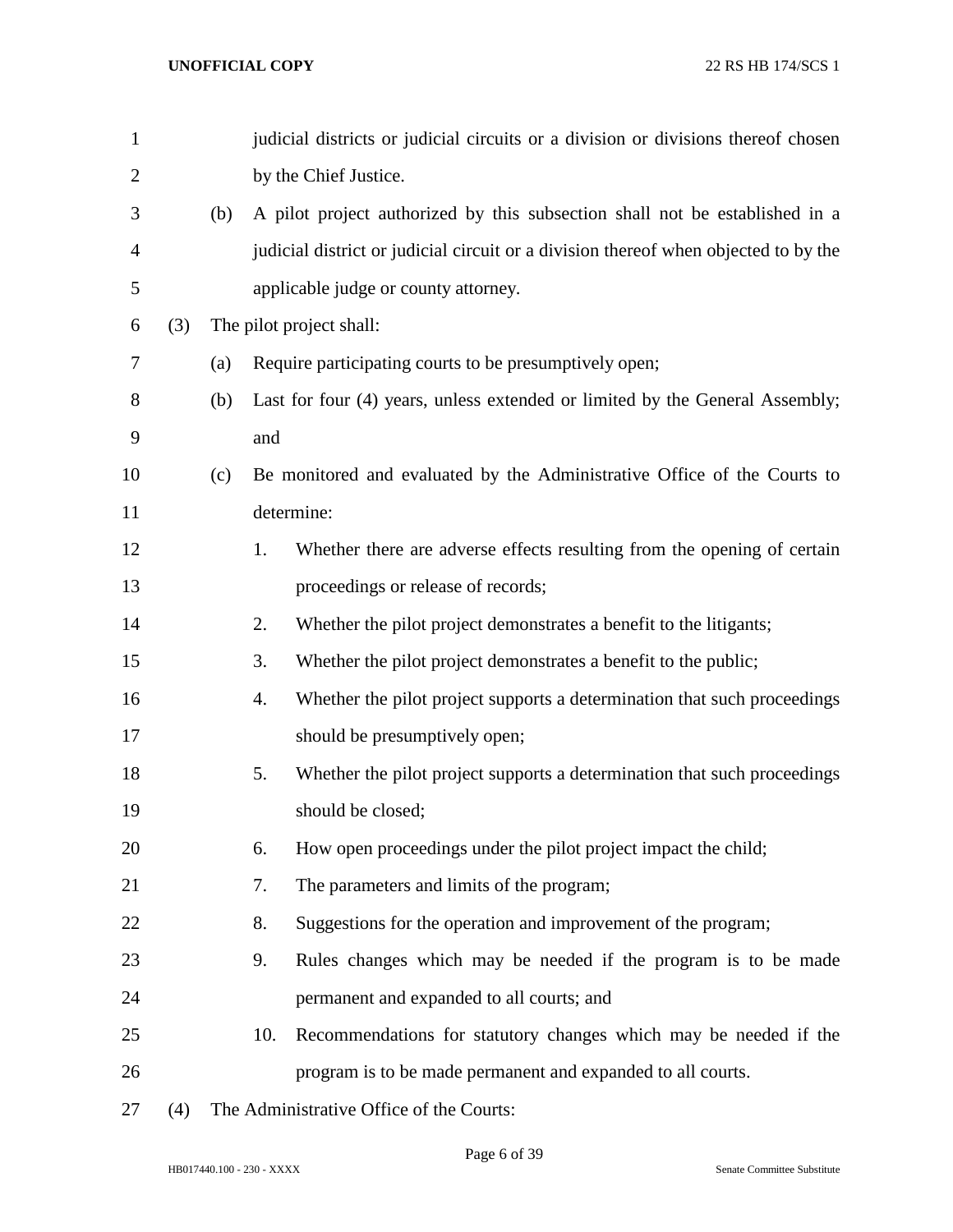judicial districts or judicial circuits or a division or divisions thereof chosen by the Chief Justice.

(b) A pilot project authorized by this subsection shall not be established in a judicial district or judicial circuit or a division thereof when objected to by the applicable judge or county attorney.

(3) The pilot project shall:

(a) Require participating courts to be presumptively open;

(b) Last for four (4) years, unless extended or limited by the General Assembly; and

(c) Be monitored and evaluated by the Administrative Office of the Courts to determine:

1. Whether there are adverse effects resulting from the opening of certain proceedings or release of records;

2. Whether the pilot project demonstrates a benefit to the litigants;

3. Whether the pilot project demonstrates a benefit to the public;

4. Whether the pilot project supports a determination that such proceedings should be presumptively open;

5. Whether the pilot project supports a determination that such proceedings should be closed;

6. How open proceedings under the pilot project impact the child;

7. The parameters and limits of the program;

8. Suggestions for the operation and improvement of the program;

9. Rules changes which may be needed if the program is to be made permanent and expanded to all courts; and

10. Recommendations for statutory changes which may be needed if the program is to be made permanent and expanded to all courts.

(4) The Administrative Office of the Courts: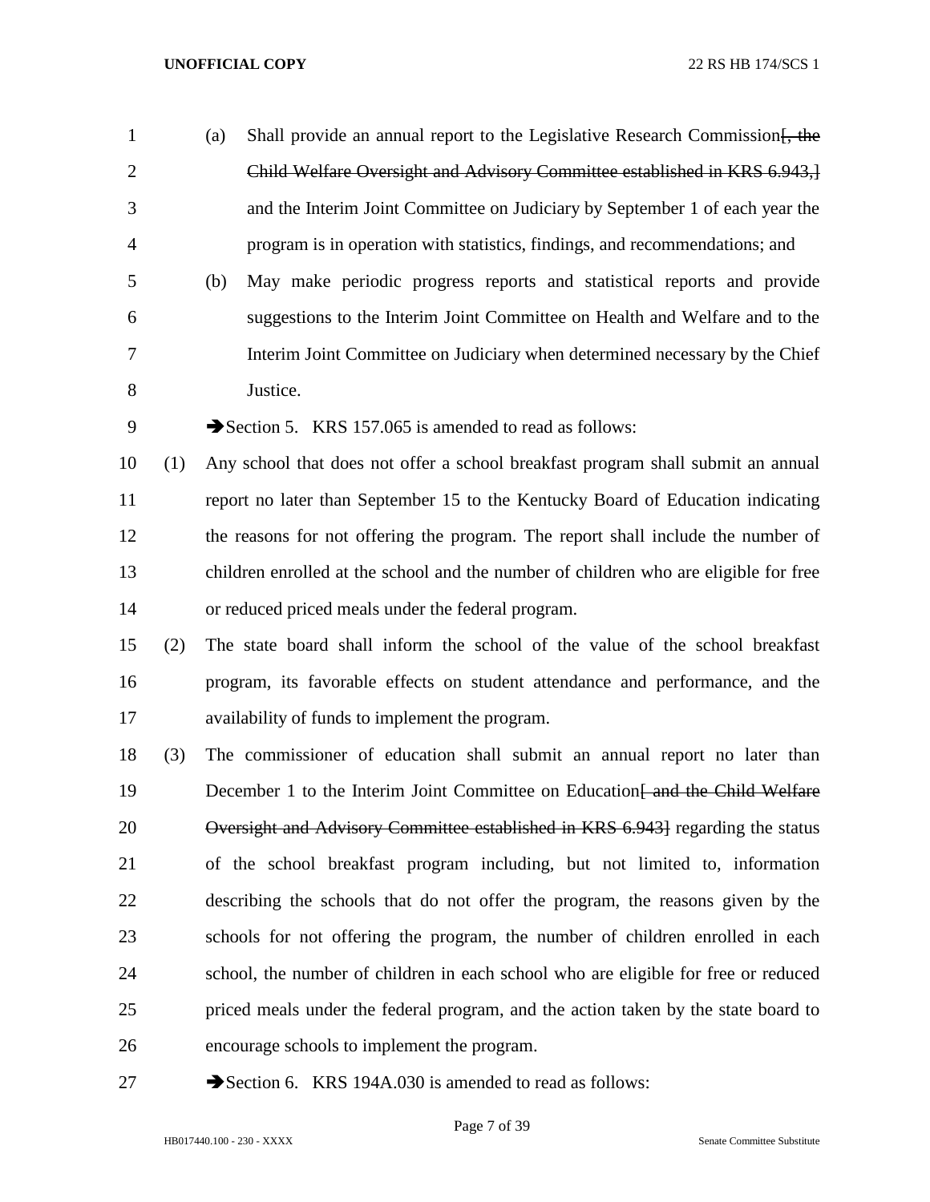(a) Shall provide an annual report to the Legislative Research Commission~~[, the Child Welfare Oversight and Advisory Committee established in KRS 6.943,]~~ and the Interim Joint Committee on Judiciary by September 1 of each year the program is in operation with statistics, findings, and recommendations; and

(b) May make periodic progress reports and statistical reports and provide suggestions to the Interim Joint Committee on Health and Welfare and to the Interim Joint Committee on Judiciary when determined necessary by the Chief Justice.

➔Section 5. KRS 157.065 is amended to read as follows:

(1) Any school that does not offer a school breakfast program shall submit an annual report no later than September 15 to the Kentucky Board of Education indicating the reasons for not offering the program. The report shall include the number of children enrolled at the school and the number of children who are eligible for free or reduced priced meals under the federal program.

(2) The state board shall inform the school of the value of the school breakfast program, its favorable effects on student attendance and performance, and the availability of funds to implement the program.

(3) The commissioner of education shall submit an annual report no later than December 1 to the Interim Joint Committee on Education~~[ and the Child Welfare Oversight and Advisory Committee established in KRS 6.943]~~ regarding the status of the school breakfast program including, but not limited to, information describing the schools that do not offer the program, the reasons given by the schools for not offering the program, the number of children enrolled in each school, the number of children in each school who are eligible for free or reduced priced meals under the federal program, and the action taken by the state board to encourage schools to implement the program.

➔Section 6. KRS 194A.030 is amended to read as follows: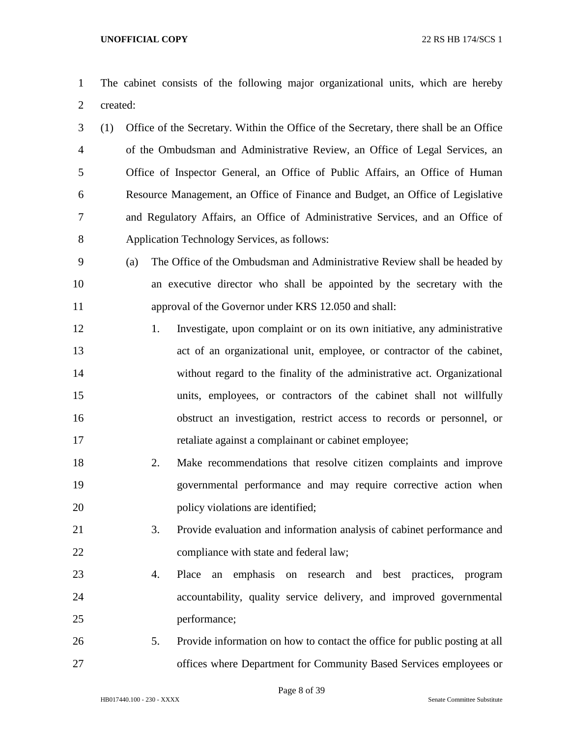The cabinet consists of the following major organizational units, which are hereby created:

(1) Office of the Secretary. Within the Office of the Secretary, there shall be an Office of the Ombudsman and Administrative Review, an Office of Legal Services, an Office of Inspector General, an Office of Public Affairs, an Office of Human Resource Management, an Office of Finance and Budget, an Office of Legislative and Regulatory Affairs, an Office of Administrative Services, and an Office of Application Technology Services, as follows:

   (a) The Office of the Ombudsman and Administrative Review shall be headed by an executive director who shall be appointed by the secretary with the approval of the Governor under KRS 12.050 and shall:

      1. Investigate, upon complaint or on its own initiative, any administrative act of an organizational unit, employee, or contractor of the cabinet, without regard to the finality of the administrative act. Organizational units, employees, or contractors of the cabinet shall not willfully obstruct an investigation, restrict access to records or personnel, or retaliate against a complainant or cabinet employee;

      2. Make recommendations that resolve citizen complaints and improve governmental performance and may require corrective action when policy violations are identified;

      3. Provide evaluation and information analysis of cabinet performance and compliance with state and federal law;

      4. Place an emphasis on research and best practices, program accountability, quality service delivery, and improved governmental performance;

      5. Provide information on how to contact the office for public posting at all offices where Department for Community Based Services employees or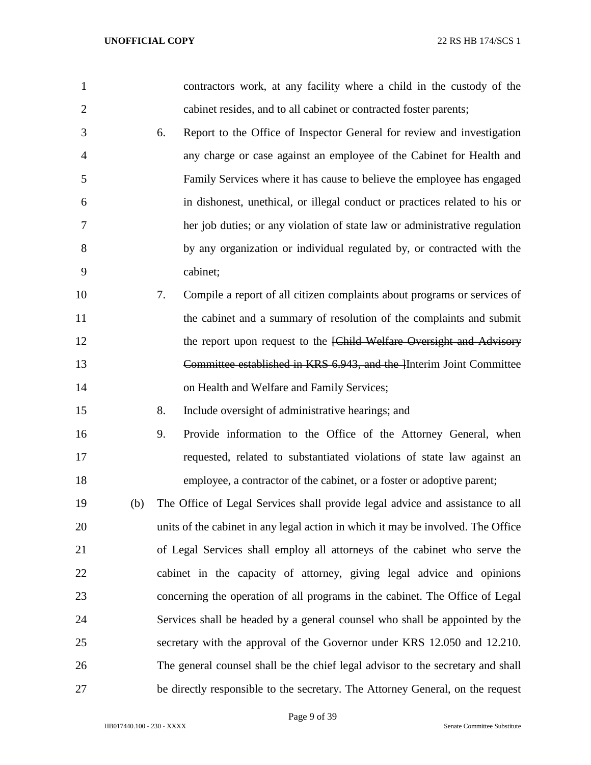contractors work, at any facility where a child in the custody of the cabinet resides, and to all cabinet or contracted foster parents;

6. Report to the Office of Inspector General for review and investigation any charge or case against an employee of the Cabinet for Health and Family Services where it has cause to believe the employee has engaged in dishonest, unethical, or illegal conduct or practices related to his or her job duties; or any violation of state law or administrative regulation by any organization or individual regulated by, or contracted with the cabinet;

7. Compile a report of all citizen complaints about programs or services of the cabinet and a summary of resolution of the complaints and submit the report upon request to the ~~[Child Welfare Oversight and Advisory Committee established in KRS 6.943, and the ]~~Interim Joint Committee on Health and Welfare and Family Services;

8. Include oversight of administrative hearings; and

9. Provide information to the Office of the Attorney General, when requested, related to substantiated violations of state law against an employee, a contractor of the cabinet, or a foster or adoptive parent;

(b) The Office of Legal Services shall provide legal advice and assistance to all units of the cabinet in any legal action in which it may be involved. The Office of Legal Services shall employ all attorneys of the cabinet who serve the cabinet in the capacity of attorney, giving legal advice and opinions concerning the operation of all programs in the cabinet. The Office of Legal Services shall be headed by a general counsel who shall be appointed by the secretary with the approval of the Governor under KRS 12.050 and 12.210. The general counsel shall be the chief legal advisor to the secretary and shall be directly responsible to the secretary. The Attorney General, on the request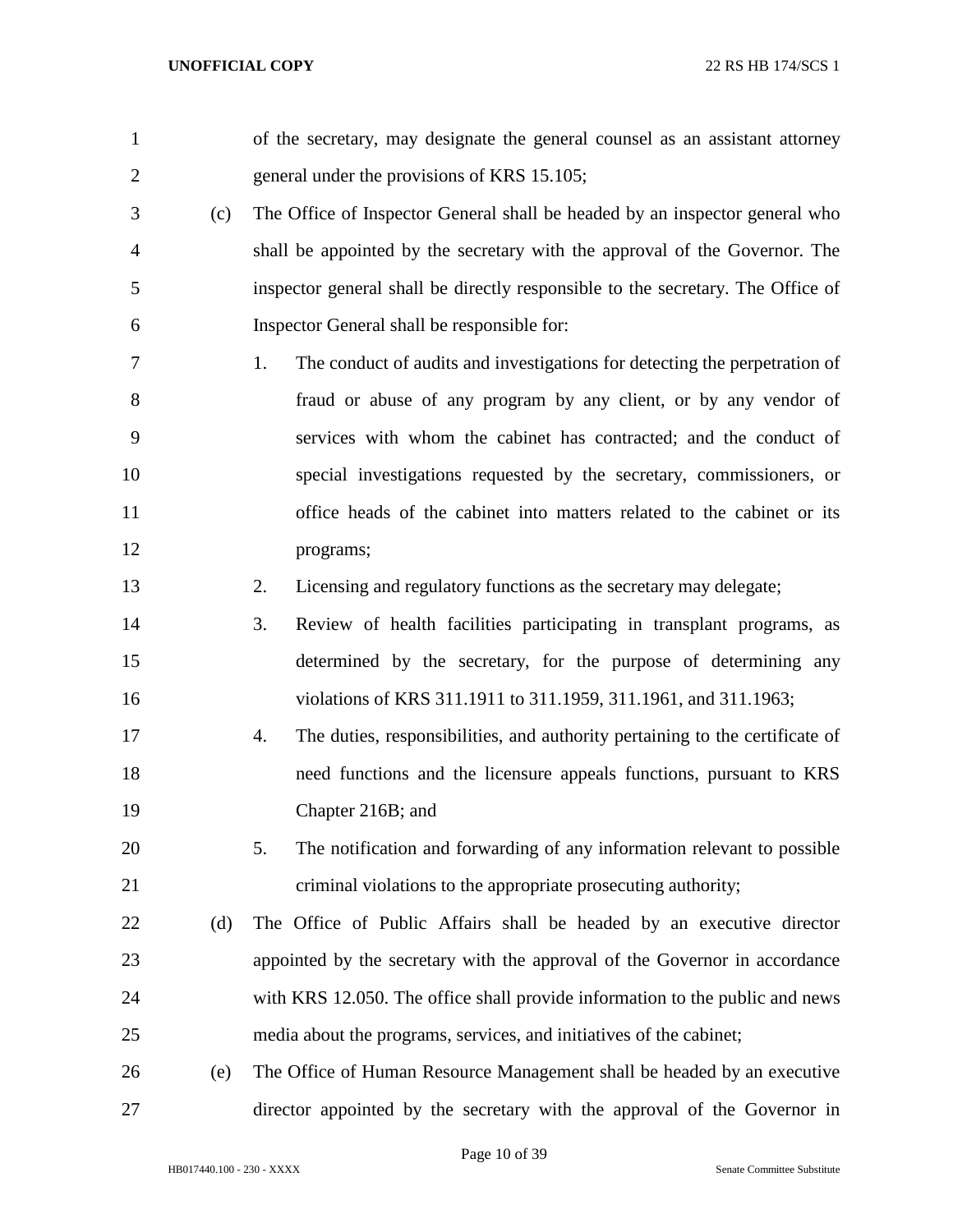of the secretary, may designate the general counsel as an assistant attorney general under the provisions of KRS 15.105;

(c) The Office of Inspector General shall be headed by an inspector general who shall be appointed by the secretary with the approval of the Governor. The inspector general shall be directly responsible to the secretary. The Office of Inspector General shall be responsible for:

1. The conduct of audits and investigations for detecting the perpetration of fraud or abuse of any program by any client, or by any vendor of services with whom the cabinet has contracted; and the conduct of special investigations requested by the secretary, commissioners, or office heads of the cabinet into matters related to the cabinet or its programs;
2. Licensing and regulatory functions as the secretary may delegate;
3. Review of health facilities participating in transplant programs, as determined by the secretary, for the purpose of determining any violations of KRS 311.1911 to 311.1959, 311.1961, and 311.1963;
4. The duties, responsibilities, and authority pertaining to the certificate of need functions and the licensure appeals functions, pursuant to KRS Chapter 216B; and
5. The notification and forwarding of any information relevant to possible criminal violations to the appropriate prosecuting authority;

(d) The Office of Public Affairs shall be headed by an executive director appointed by the secretary with the approval of the Governor in accordance with KRS 12.050. The office shall provide information to the public and news media about the programs, services, and initiatives of the cabinet;

(e) The Office of Human Resource Management shall be headed by an executive director appointed by the secretary with the approval of the Governor in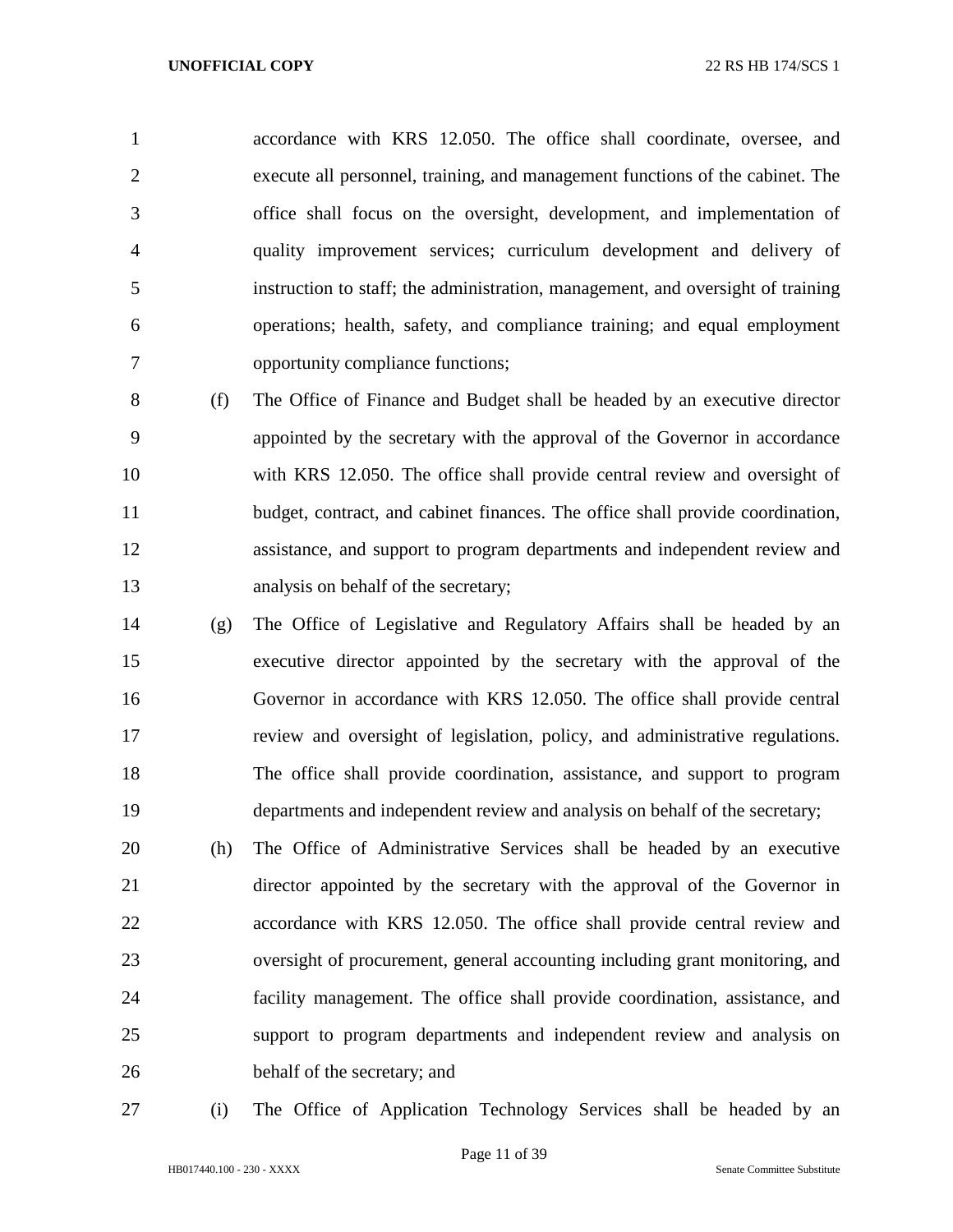accordance with KRS 12.050. The office shall coordinate, oversee, and execute all personnel, training, and management functions of the cabinet. The office shall focus on the oversight, development, and implementation of quality improvement services; curriculum development and delivery of instruction to staff; the administration, management, and oversight of training operations; health, safety, and compliance training; and equal employment opportunity compliance functions;

(f) The Office of Finance and Budget shall be headed by an executive director appointed by the secretary with the approval of the Governor in accordance with KRS 12.050. The office shall provide central review and oversight of budget, contract, and cabinet finances. The office shall provide coordination, assistance, and support to program departments and independent review and analysis on behalf of the secretary;

(g) The Office of Legislative and Regulatory Affairs shall be headed by an executive director appointed by the secretary with the approval of the Governor in accordance with KRS 12.050. The office shall provide central review and oversight of legislation, policy, and administrative regulations. The office shall provide coordination, assistance, and support to program departments and independent review and analysis on behalf of the secretary;

(h) The Office of Administrative Services shall be headed by an executive director appointed by the secretary with the approval of the Governor in accordance with KRS 12.050. The office shall provide central review and oversight of procurement, general accounting including grant monitoring, and facility management. The office shall provide coordination, assistance, and support to program departments and independent review and analysis on behalf of the secretary; and

(i) The Office of Application Technology Services shall be headed by an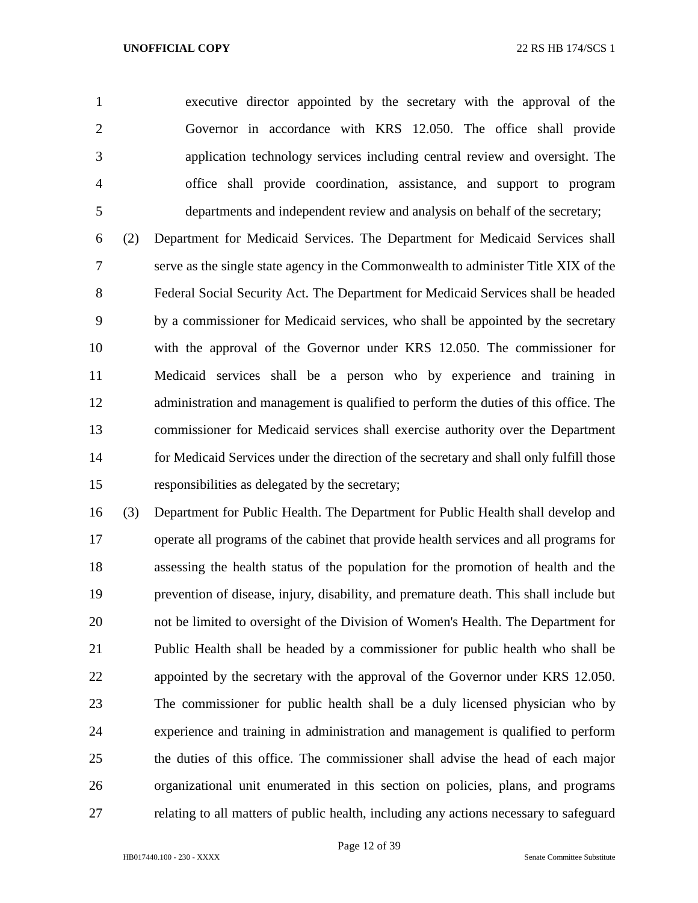executive director appointed by the secretary with the approval of the Governor in accordance with KRS 12.050. The office shall provide application technology services including central review and oversight. The office shall provide coordination, assistance, and support to program departments and independent review and analysis on behalf of the secretary;

(2) Department for Medicaid Services. The Department for Medicaid Services shall serve as the single state agency in the Commonwealth to administer Title XIX of the Federal Social Security Act. The Department for Medicaid Services shall be headed by a commissioner for Medicaid services, who shall be appointed by the secretary with the approval of the Governor under KRS 12.050. The commissioner for Medicaid services shall be a person who by experience and training in administration and management is qualified to perform the duties of this office. The commissioner for Medicaid services shall exercise authority over the Department for Medicaid Services under the direction of the secretary and shall only fulfill those responsibilities as delegated by the secretary;

(3) Department for Public Health. The Department for Public Health shall develop and operate all programs of the cabinet that provide health services and all programs for assessing the health status of the population for the promotion of health and the prevention of disease, injury, disability, and premature death. This shall include but not be limited to oversight of the Division of Women's Health. The Department for Public Health shall be headed by a commissioner for public health who shall be appointed by the secretary with the approval of the Governor under KRS 12.050. The commissioner for public health shall be a duly licensed physician who by experience and training in administration and management is qualified to perform the duties of this office. The commissioner shall advise the head of each major organizational unit enumerated in this section on policies, plans, and programs relating to all matters of public health, including any actions necessary to safeguard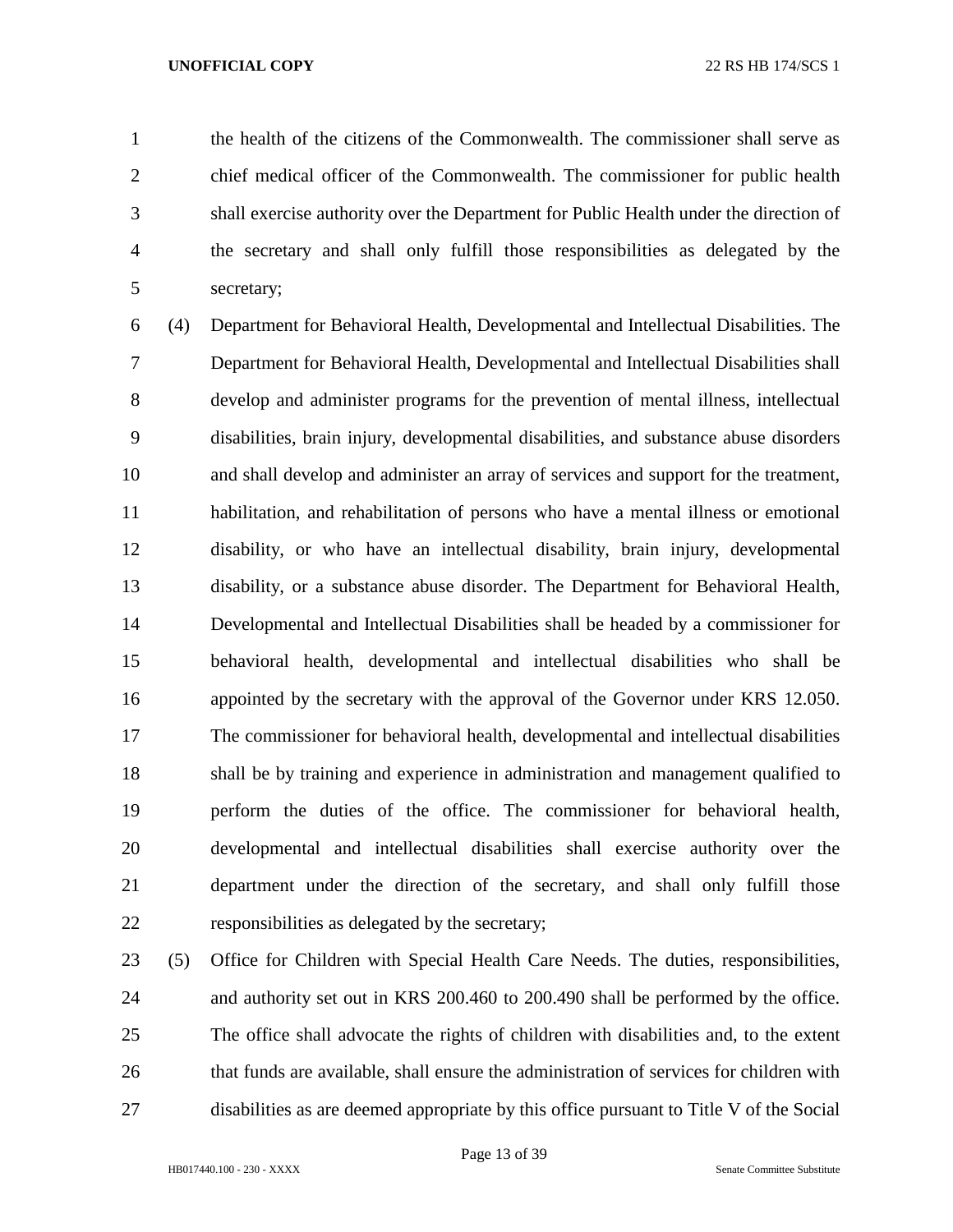the health of the citizens of the Commonwealth. The commissioner shall serve as chief medical officer of the Commonwealth. The commissioner for public health shall exercise authority over the Department for Public Health under the direction of the secretary and shall only fulfill those responsibilities as delegated by the secretary;

(4) Department for Behavioral Health, Developmental and Intellectual Disabilities. The Department for Behavioral Health, Developmental and Intellectual Disabilities shall develop and administer programs for the prevention of mental illness, intellectual disabilities, brain injury, developmental disabilities, and substance abuse disorders and shall develop and administer an array of services and support for the treatment, habilitation, and rehabilitation of persons who have a mental illness or emotional disability, or who have an intellectual disability, brain injury, developmental disability, or a substance abuse disorder. The Department for Behavioral Health, Developmental and Intellectual Disabilities shall be headed by a commissioner for behavioral health, developmental and intellectual disabilities who shall be appointed by the secretary with the approval of the Governor under KRS 12.050. The commissioner for behavioral health, developmental and intellectual disabilities shall be by training and experience in administration and management qualified to perform the duties of the office. The commissioner for behavioral health, developmental and intellectual disabilities shall exercise authority over the department under the direction of the secretary, and shall only fulfill those responsibilities as delegated by the secretary;

(5) Office for Children with Special Health Care Needs. The duties, responsibilities, and authority set out in KRS 200.460 to 200.490 shall be performed by the office. The office shall advocate the rights of children with disabilities and, to the extent that funds are available, shall ensure the administration of services for children with disabilities as are deemed appropriate by this office pursuant to Title V of the Social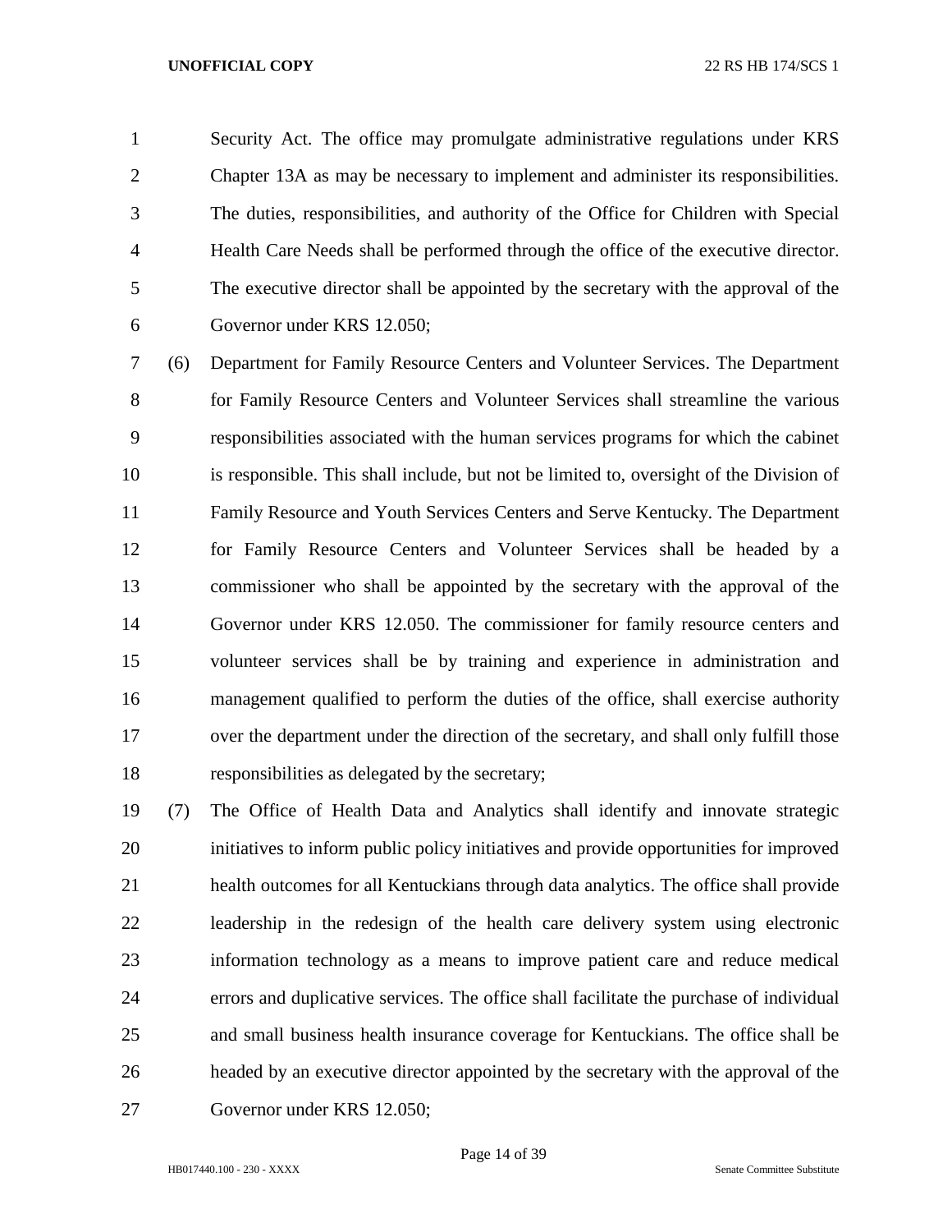Security Act. The office may promulgate administrative regulations under KRS Chapter 13A as may be necessary to implement and administer its responsibilities. The duties, responsibilities, and authority of the Office for Children with Special Health Care Needs shall be performed through the office of the executive director. The executive director shall be appointed by the secretary with the approval of the Governor under KRS 12.050;

(6) Department for Family Resource Centers and Volunteer Services. The Department for Family Resource Centers and Volunteer Services shall streamline the various responsibilities associated with the human services programs for which the cabinet is responsible. This shall include, but not be limited to, oversight of the Division of Family Resource and Youth Services Centers and Serve Kentucky. The Department for Family Resource Centers and Volunteer Services shall be headed by a commissioner who shall be appointed by the secretary with the approval of the Governor under KRS 12.050. The commissioner for family resource centers and volunteer services shall be by training and experience in administration and management qualified to perform the duties of the office, shall exercise authority over the department under the direction of the secretary, and shall only fulfill those responsibilities as delegated by the secretary;

(7) The Office of Health Data and Analytics shall identify and innovate strategic initiatives to inform public policy initiatives and provide opportunities for improved health outcomes for all Kentuckians through data analytics. The office shall provide leadership in the redesign of the health care delivery system using electronic information technology as a means to improve patient care and reduce medical errors and duplicative services. The office shall facilitate the purchase of individual and small business health insurance coverage for Kentuckians. The office shall be headed by an executive director appointed by the secretary with the approval of the Governor under KRS 12.050;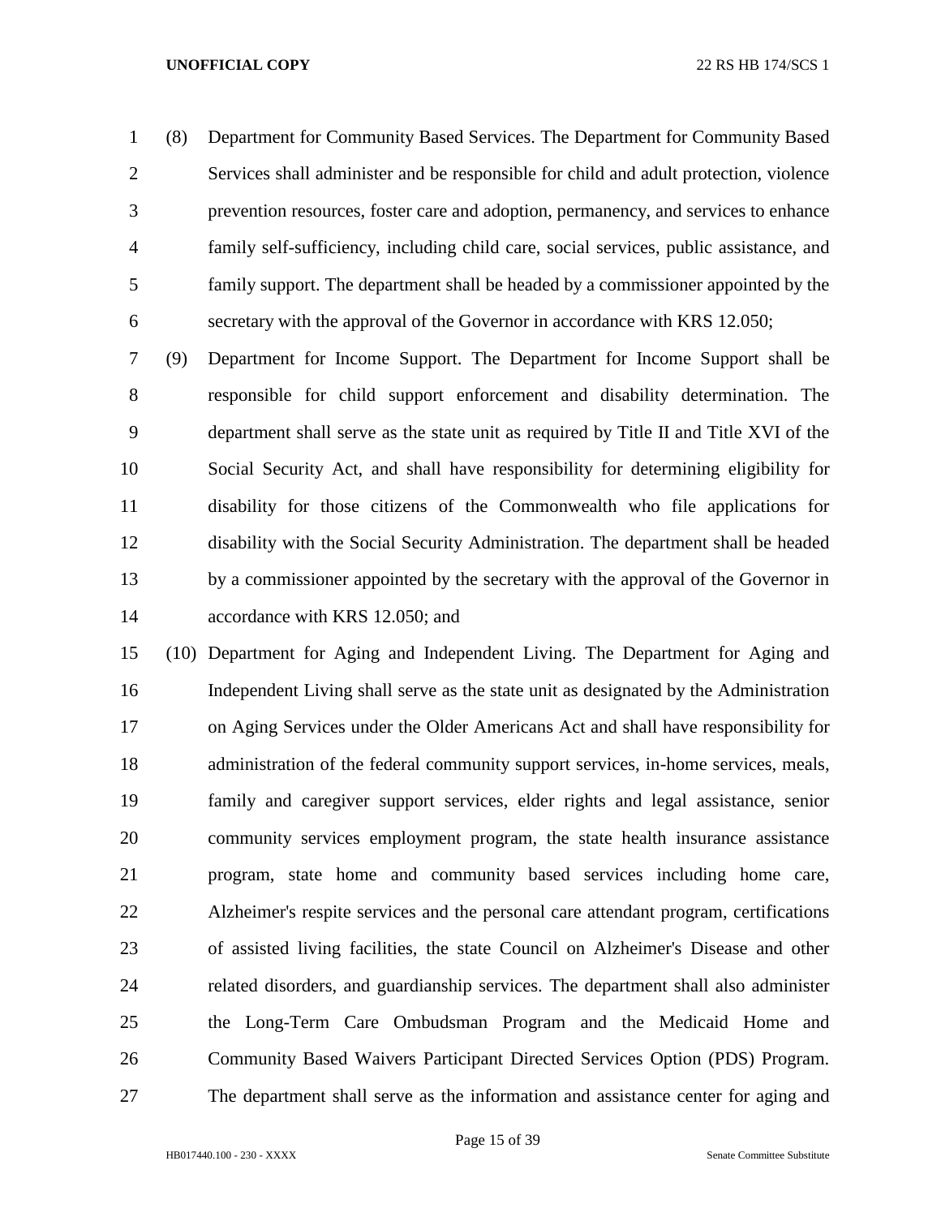(8) Department for Community Based Services. The Department for Community Based Services shall administer and be responsible for child and adult protection, violence prevention resources, foster care and adoption, permanency, and services to enhance family self-sufficiency, including child care, social services, public assistance, and family support. The department shall be headed by a commissioner appointed by the secretary with the approval of the Governor in accordance with KRS 12.050;

(9) Department for Income Support. The Department for Income Support shall be responsible for child support enforcement and disability determination. The department shall serve as the state unit as required by Title II and Title XVI of the Social Security Act, and shall have responsibility for determining eligibility for disability for those citizens of the Commonwealth who file applications for disability with the Social Security Administration. The department shall be headed by a commissioner appointed by the secretary with the approval of the Governor in accordance with KRS 12.050; and

(10) Department for Aging and Independent Living. The Department for Aging and Independent Living shall serve as the state unit as designated by the Administration on Aging Services under the Older Americans Act and shall have responsibility for administration of the federal community support services, in-home services, meals, family and caregiver support services, elder rights and legal assistance, senior community services employment program, the state health insurance assistance program, state home and community based services including home care, Alzheimer's respite services and the personal care attendant program, certifications of assisted living facilities, the state Council on Alzheimer's Disease and other related disorders, and guardianship services. The department shall also administer the Long-Term Care Ombudsman Program and the Medicaid Home and Community Based Waivers Participant Directed Services Option (PDS) Program. The department shall serve as the information and assistance center for aging and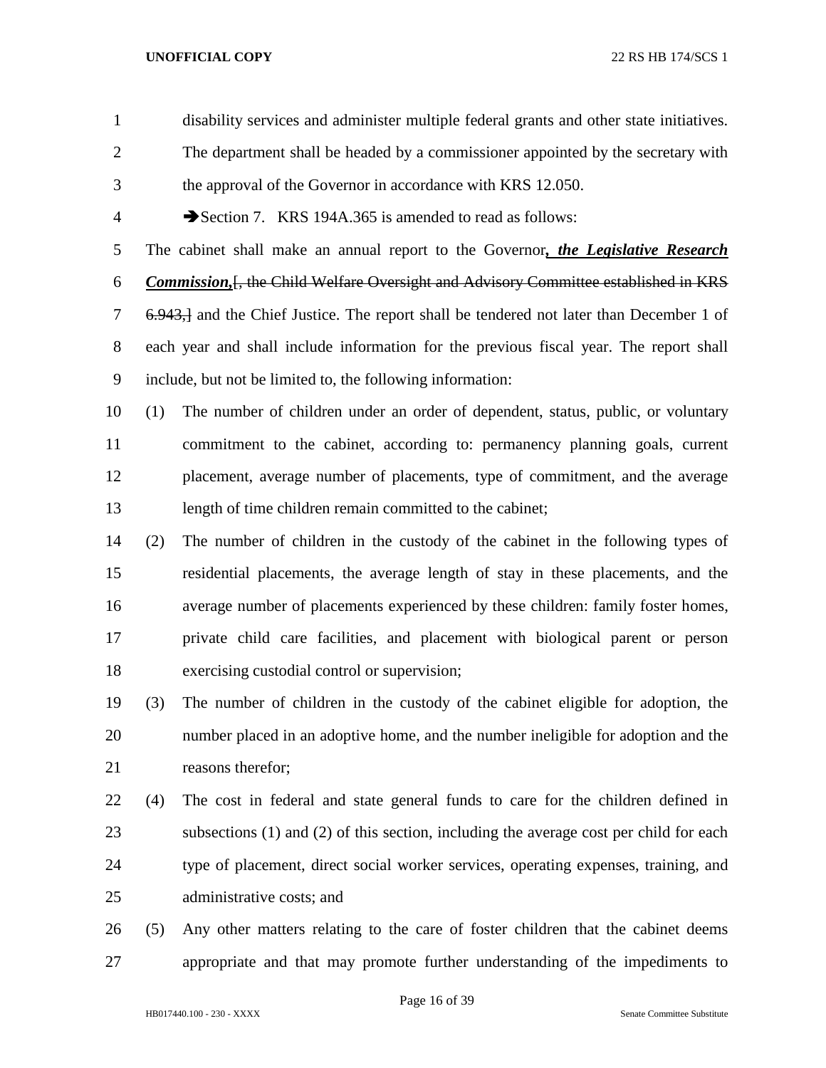disability services and administer multiple federal grants and other state initiatives. The department shall be headed by a commissioner appointed by the secretary with the approval of the Governor in accordance with KRS 12.050.

➔Section 7. KRS 194A.365 is amended to read as follows:

The cabinet shall make an annual report to the Governor*__, the Legislative Research Commission,__*[, the Child Welfare Oversight and Advisory Committee established in KRS 6.943,] and the Chief Justice. The report shall be tendered not later than December 1 of each year and shall include information for the previous fiscal year. The report shall include, but not be limited to, the following information:

(1) The number of children under an order of dependent, status, public, or voluntary commitment to the cabinet, according to: permanency planning goals, current placement, average number of placements, type of commitment, and the average length of time children remain committed to the cabinet;

(2) The number of children in the custody of the cabinet in the following types of residential placements, the average length of stay in these placements, and the average number of placements experienced by these children: family foster homes, private child care facilities, and placement with biological parent or person exercising custodial control or supervision;

(3) The number of children in the custody of the cabinet eligible for adoption, the number placed in an adoptive home, and the number ineligible for adoption and the reasons therefor;

(4) The cost in federal and state general funds to care for the children defined in subsections (1) and (2) of this section, including the average cost per child for each type of placement, direct social worker services, operating expenses, training, and administrative costs; and

(5) Any other matters relating to the care of foster children that the cabinet deems appropriate and that may promote further understanding of the impediments to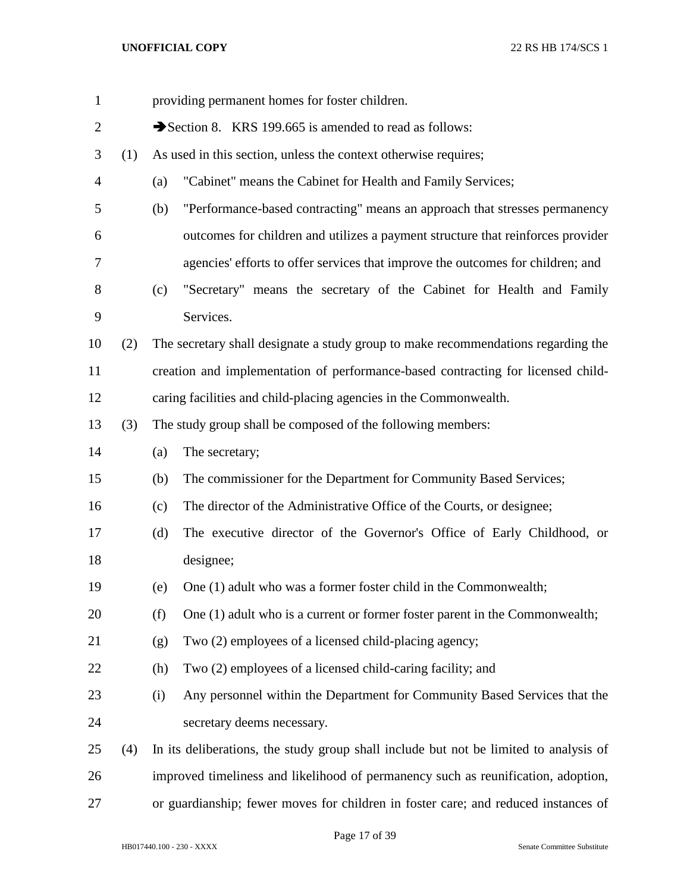providing permanent homes for foster children.

➔Section 8. KRS 199.665 is amended to read as follows:

(1) As used in this section, unless the context otherwise requires;

(a) "Cabinet" means the Cabinet for Health and Family Services;

(b) "Performance-based contracting" means an approach that stresses permanency outcomes for children and utilizes a payment structure that reinforces provider agencies' efforts to offer services that improve the outcomes for children; and

(c) "Secretary" means the secretary of the Cabinet for Health and Family Services.

(2) The secretary shall designate a study group to make recommendations regarding the creation and implementation of performance-based contracting for licensed child-caring facilities and child-placing agencies in the Commonwealth.

(3) The study group shall be composed of the following members:

(a) The secretary;

(b) The commissioner for the Department for Community Based Services;

(c) The director of the Administrative Office of the Courts, or designee;

(d) The executive director of the Governor's Office of Early Childhood, or designee;

(e) One (1) adult who was a former foster child in the Commonwealth;

(f) One (1) adult who is a current or former foster parent in the Commonwealth;

(g) Two (2) employees of a licensed child-placing agency;

(h) Two (2) employees of a licensed child-caring facility; and

(i) Any personnel within the Department for Community Based Services that the secretary deems necessary.

(4) In its deliberations, the study group shall include but not be limited to analysis of improved timeliness and likelihood of permanency such as reunification, adoption, or guardianship; fewer moves for children in foster care; and reduced instances of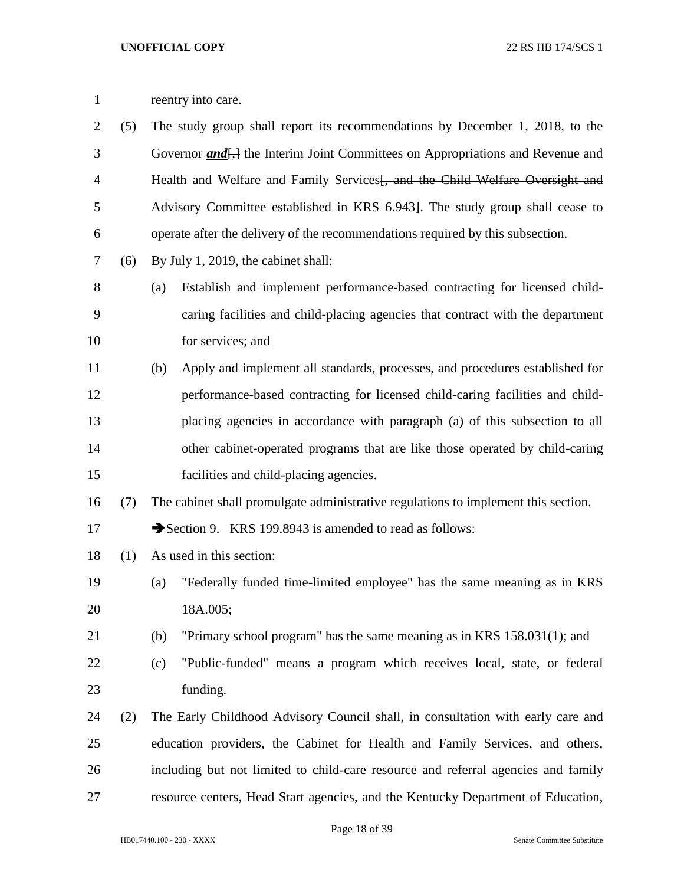reentry into care.

(5) The study group shall report its recommendations by December 1, 2018, to the Governor ***and***[,] the Interim Joint Committees on Appropriations and Revenue and Health and Welfare and Family Services~~[, and the Child Welfare Oversight and Advisory Committee established in KRS 6.943]~~. The study group shall cease to operate after the delivery of the recommendations required by this subsection.

(6) By July 1, 2019, the cabinet shall:

(a) Establish and implement performance-based contracting for licensed child-caring facilities and child-placing agencies that contract with the department for services; and

(b) Apply and implement all standards, processes, and procedures established for performance-based contracting for licensed child-caring facilities and child-placing agencies in accordance with paragraph (a) of this subsection to all other cabinet-operated programs that are like those operated by child-caring facilities and child-placing agencies.

(7) The cabinet shall promulgate administrative regulations to implement this section.

➔Section 9. KRS 199.8943 is amended to read as follows:

(1) As used in this section:

(a) "Federally funded time-limited employee" has the same meaning as in KRS 18A.005;

(b) "Primary school program" has the same meaning as in KRS 158.031(1); and

(c) "Public-funded" means a program which receives local, state, or federal funding.

(2) The Early Childhood Advisory Council shall, in consultation with early care and education providers, the Cabinet for Health and Family Services, and others, including but not limited to child-care resource and referral agencies and family resource centers, Head Start agencies, and the Kentucky Department of Education,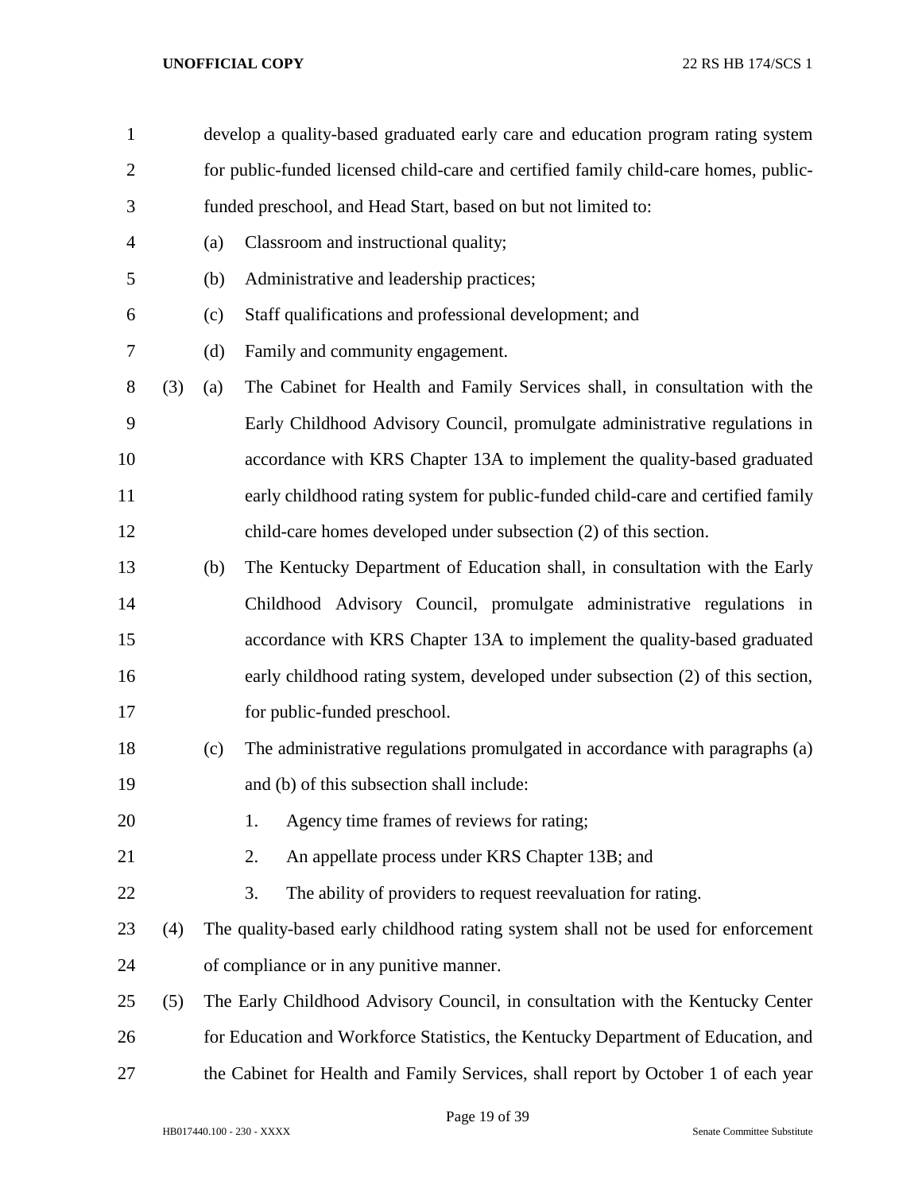develop a quality-based graduated early care and education program rating system for public-funded licensed child-care and certified family child-care homes, public-funded preschool, and Head Start, based on but not limited to:

(a) Classroom and instructional quality;

(b) Administrative and leadership practices;

(c) Staff qualifications and professional development; and

(d) Family and community engagement.

(3) (a) The Cabinet for Health and Family Services shall, in consultation with the Early Childhood Advisory Council, promulgate administrative regulations in accordance with KRS Chapter 13A to implement the quality-based graduated early childhood rating system for public-funded child-care and certified family child-care homes developed under subsection (2) of this section.

(b) The Kentucky Department of Education shall, in consultation with the Early Childhood Advisory Council, promulgate administrative regulations in accordance with KRS Chapter 13A to implement the quality-based graduated early childhood rating system, developed under subsection (2) of this section, for public-funded preschool.

(c) The administrative regulations promulgated in accordance with paragraphs (a) and (b) of this subsection shall include:

1. Agency time frames of reviews for rating;

2. An appellate process under KRS Chapter 13B; and

3. The ability of providers to request reevaluation for rating.

(4) The quality-based early childhood rating system shall not be used for enforcement of compliance or in any punitive manner.

(5) The Early Childhood Advisory Council, in consultation with the Kentucky Center for Education and Workforce Statistics, the Kentucky Department of Education, and the Cabinet for Health and Family Services, shall report by October 1 of each year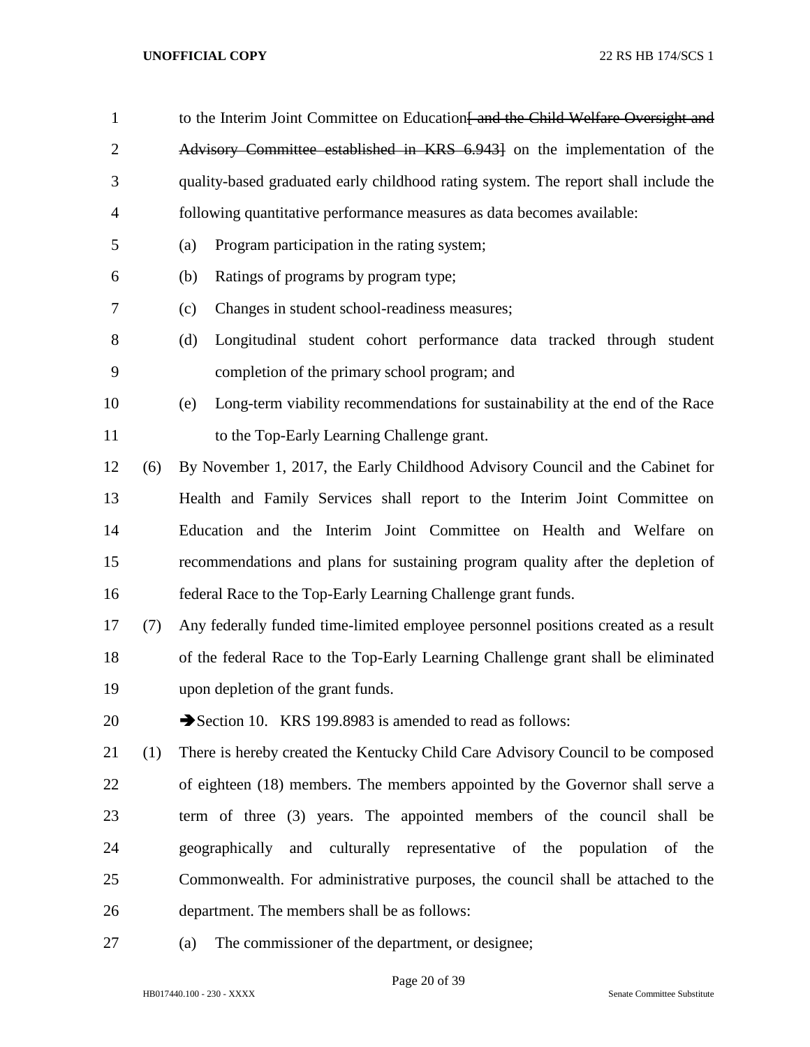to the Interim Joint Committee on Education~~[ and the Child Welfare Oversight and Advisory Committee established in KRS 6.943]~~ on the implementation of the quality-based graduated early childhood rating system. The report shall include the following quantitative performance measures as data becomes available:

(a) Program participation in the rating system;

(b) Ratings of programs by program type;

(c) Changes in student school-readiness measures;

(d) Longitudinal student cohort performance data tracked through student completion of the primary school program; and

(e) Long-term viability recommendations for sustainability at the end of the Race to the Top-Early Learning Challenge grant.

(6) By November 1, 2017, the Early Childhood Advisory Council and the Cabinet for Health and Family Services shall report to the Interim Joint Committee on Education and the Interim Joint Committee on Health and Welfare on recommendations and plans for sustaining program quality after the depletion of federal Race to the Top-Early Learning Challenge grant funds.

(7) Any federally funded time-limited employee personnel positions created as a result of the federal Race to the Top-Early Learning Challenge grant shall be eliminated upon depletion of the grant funds.

➔Section 10. KRS 199.8983 is amended to read as follows:

(1) There is hereby created the Kentucky Child Care Advisory Council to be composed of eighteen (18) members. The members appointed by the Governor shall serve a term of three (3) years. The appointed members of the council shall be geographically and culturally representative of the population of the Commonwealth. For administrative purposes, the council shall be attached to the department. The members shall be as follows:

(a) The commissioner of the department, or designee;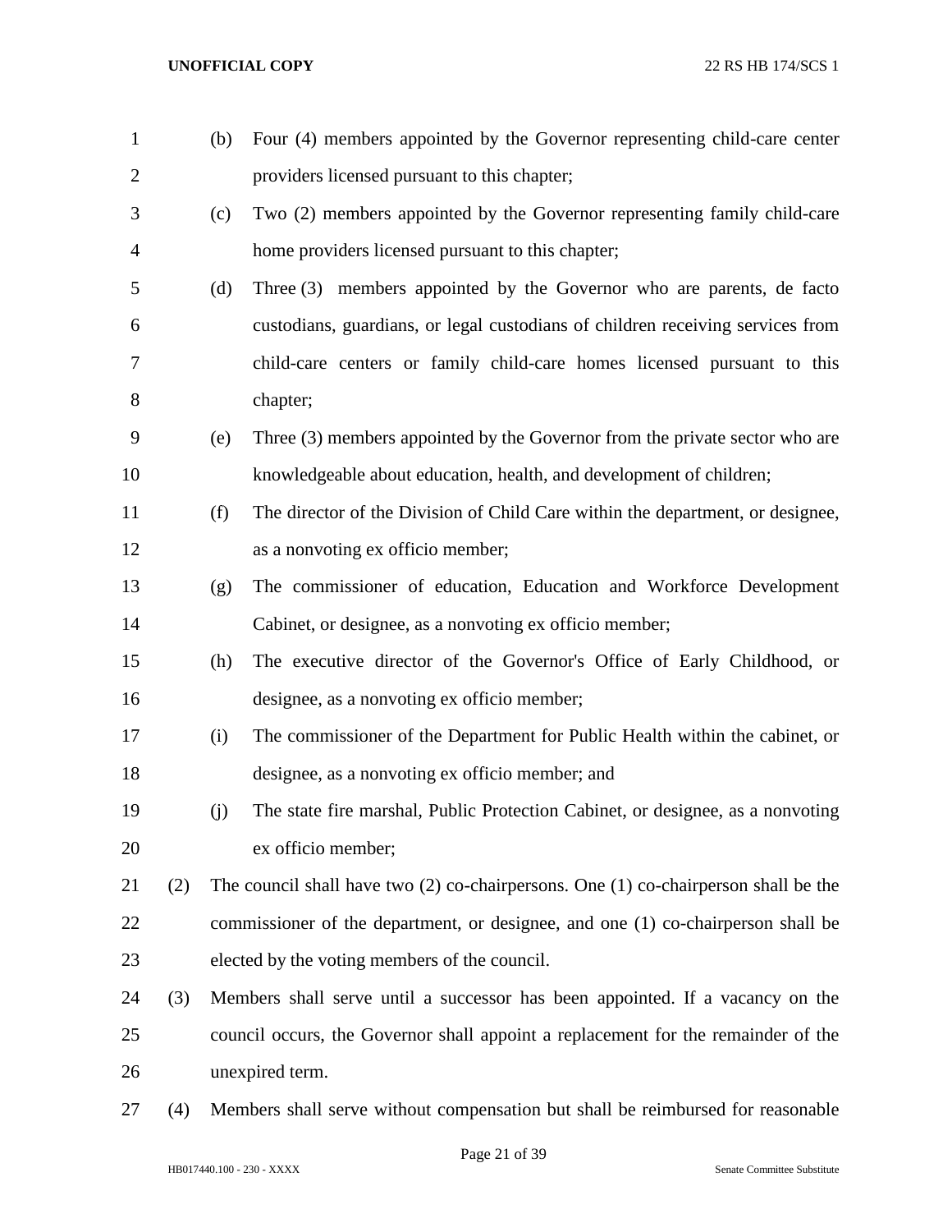(b) Four (4) members appointed by the Governor representing child-care center providers licensed pursuant to this chapter;

(c) Two (2) members appointed by the Governor representing family child-care home providers licensed pursuant to this chapter;

(d) Three (3) members appointed by the Governor who are parents, de facto custodians, guardians, or legal custodians of children receiving services from child-care centers or family child-care homes licensed pursuant to this chapter;

(e) Three (3) members appointed by the Governor from the private sector who are knowledgeable about education, health, and development of children;

(f) The director of the Division of Child Care within the department, or designee, as a nonvoting ex officio member;

(g) The commissioner of education, Education and Workforce Development Cabinet, or designee, as a nonvoting ex officio member;

(h) The executive director of the Governor's Office of Early Childhood, or designee, as a nonvoting ex officio member;

(i) The commissioner of the Department for Public Health within the cabinet, or designee, as a nonvoting ex officio member; and

(j) The state fire marshal, Public Protection Cabinet, or designee, as a nonvoting ex officio member;

(2) The council shall have two (2) co-chairpersons. One (1) co-chairperson shall be the commissioner of the department, or designee, and one (1) co-chairperson shall be elected by the voting members of the council.

(3) Members shall serve until a successor has been appointed. If a vacancy on the council occurs, the Governor shall appoint a replacement for the remainder of the unexpired term.

(4) Members shall serve without compensation but shall be reimbursed for reasonable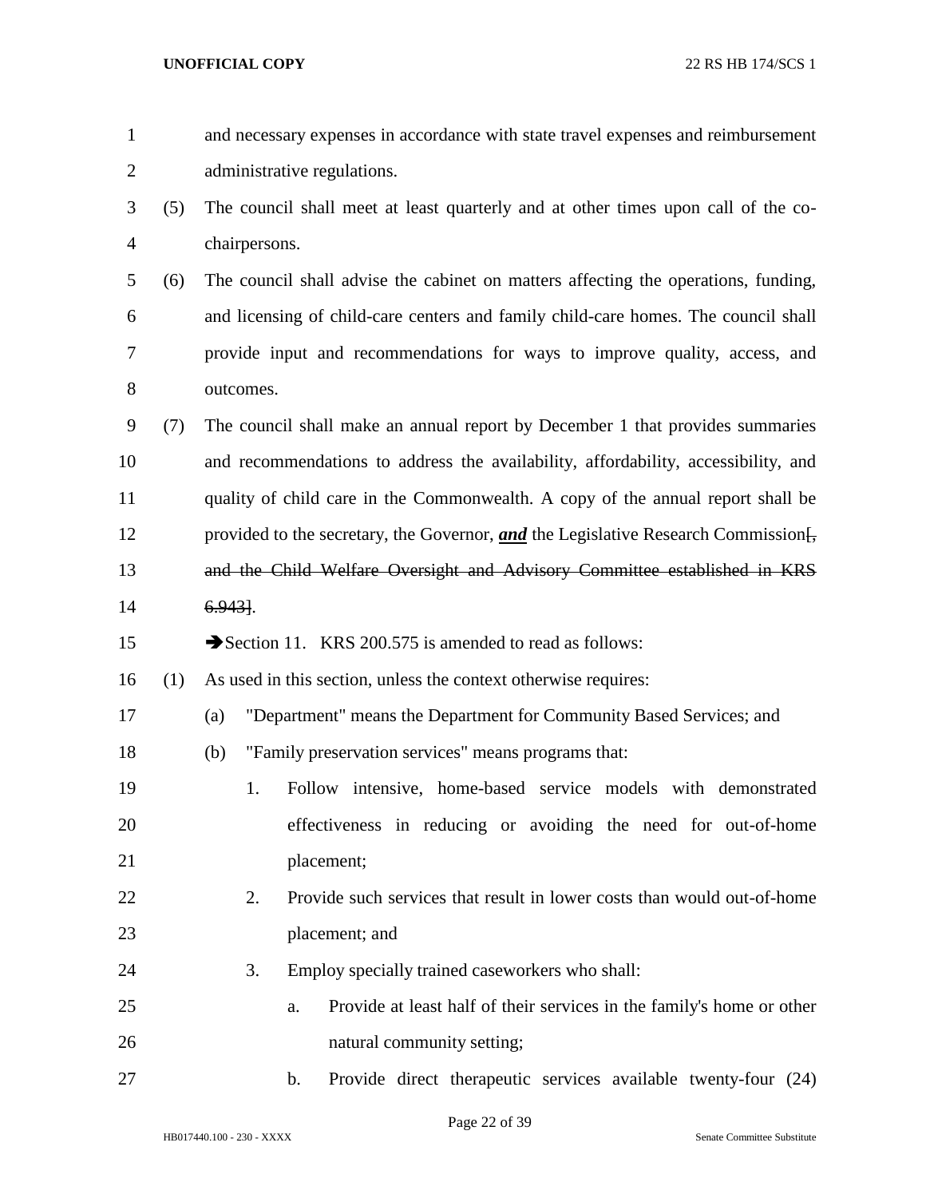and necessary expenses in accordance with state travel expenses and reimbursement administrative regulations.

(5) The council shall meet at least quarterly and at other times upon call of the co-chairpersons.

(6) The council shall advise the cabinet on matters affecting the operations, funding, and licensing of child-care centers and family child-care homes. The council shall provide input and recommendations for ways to improve quality, access, and outcomes.

(7) The council shall make an annual report by December 1 that provides summaries and recommendations to address the availability, affordability, accessibility, and quality of child care in the Commonwealth. A copy of the annual report shall be provided to the secretary, the Governor, ***and*** the Legislative Research Commission[~~, and the Child Welfare Oversight and Advisory Committee established in KRS 6.943~~].

➔Section 11. KRS 200.575 is amended to read as follows:

(1) As used in this section, unless the context otherwise requires:

(a) "Department" means the Department for Community Based Services; and

(b) "Family preservation services" means programs that:

1. Follow intensive, home-based service models with demonstrated effectiveness in reducing or avoiding the need for out-of-home placement;

2. Provide such services that result in lower costs than would out-of-home placement; and

3. Employ specially trained caseworkers who shall:

a. Provide at least half of their services in the family's home or other natural community setting;

b. Provide direct therapeutic services available twenty-four (24)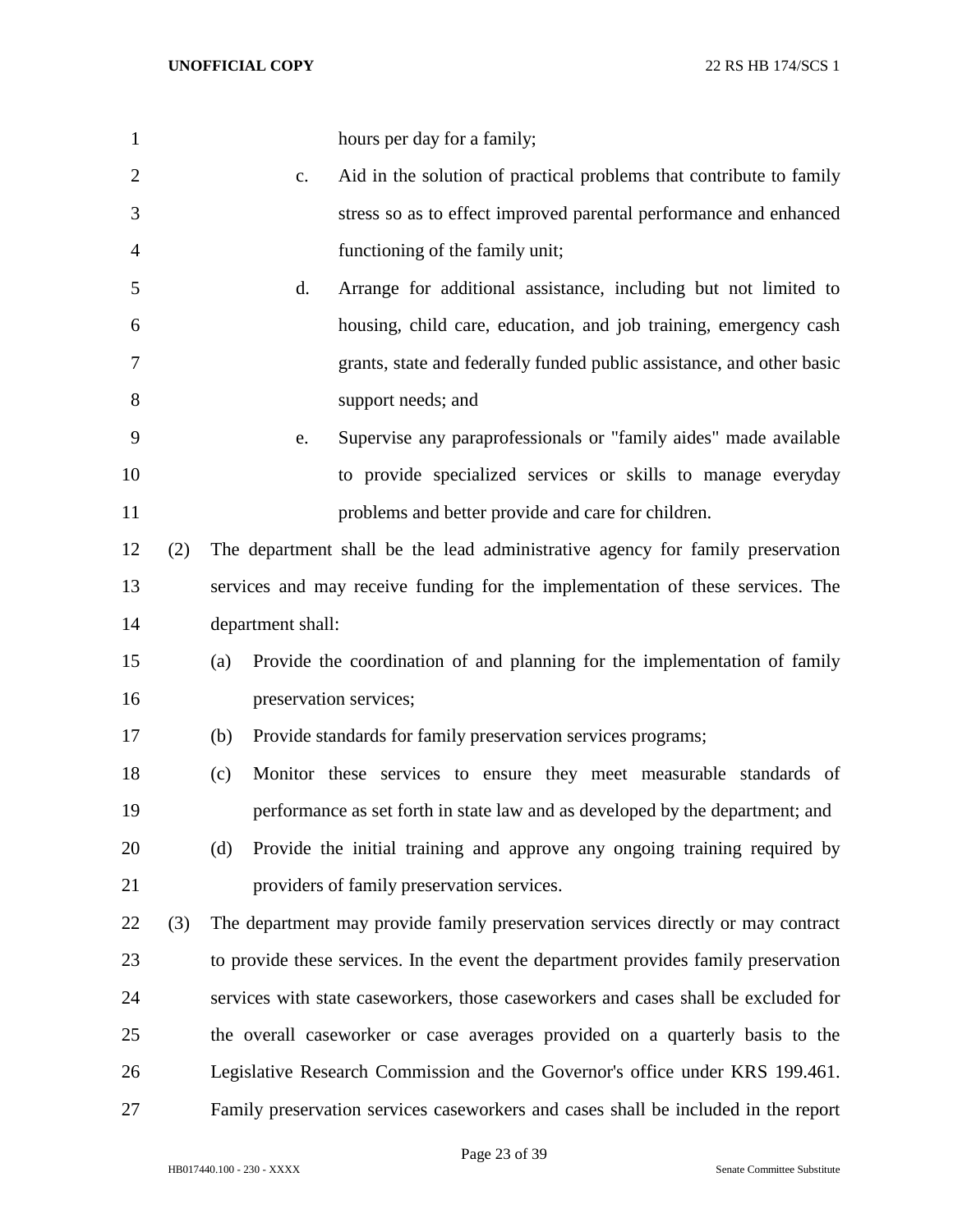hours per day for a family;

c. Aid in the solution of practical problems that contribute to family stress so as to effect improved parental performance and enhanced functioning of the family unit;

d. Arrange for additional assistance, including but not limited to housing, child care, education, and job training, emergency cash grants, state and federally funded public assistance, and other basic support needs; and

e. Supervise any paraprofessionals or "family aides" made available to provide specialized services or skills to manage everyday problems and better provide and care for children.

(2) The department shall be the lead administrative agency for family preservation services and may receive funding for the implementation of these services. The department shall:

(a) Provide the coordination of and planning for the implementation of family preservation services;

(b) Provide standards for family preservation services programs;

(c) Monitor these services to ensure they meet measurable standards of performance as set forth in state law and as developed by the department; and

(d) Provide the initial training and approve any ongoing training required by providers of family preservation services.

(3) The department may provide family preservation services directly or may contract to provide these services. In the event the department provides family preservation services with state caseworkers, those caseworkers and cases shall be excluded for the overall caseworker or case averages provided on a quarterly basis to the Legislative Research Commission and the Governor's office under KRS 199.461. Family preservation services caseworkers and cases shall be included in the report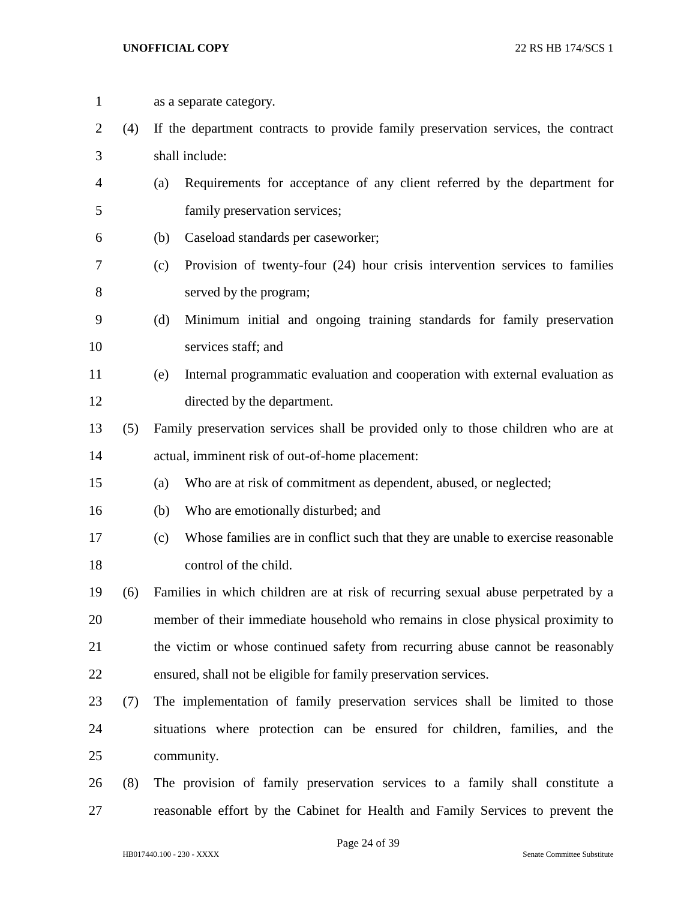as a separate category.

(4) If the department contracts to provide family preservation services, the contract shall include:

(a) Requirements for acceptance of any client referred by the department for family preservation services;

(b) Caseload standards per caseworker;

(c) Provision of twenty-four (24) hour crisis intervention services to families served by the program;

(d) Minimum initial and ongoing training standards for family preservation services staff; and

(e) Internal programmatic evaluation and cooperation with external evaluation as directed by the department.

(5) Family preservation services shall be provided only to those children who are at actual, imminent risk of out-of-home placement:

(a) Who are at risk of commitment as dependent, abused, or neglected;

(b) Who are emotionally disturbed; and

(c) Whose families are in conflict such that they are unable to exercise reasonable control of the child.

(6) Families in which children are at risk of recurring sexual abuse perpetrated by a member of their immediate household who remains in close physical proximity to the victim or whose continued safety from recurring abuse cannot be reasonably ensured, shall not be eligible for family preservation services.

(7) The implementation of family preservation services shall be limited to those situations where protection can be ensured for children, families, and the community.

(8) The provision of family preservation services to a family shall constitute a reasonable effort by the Cabinet for Health and Family Services to prevent the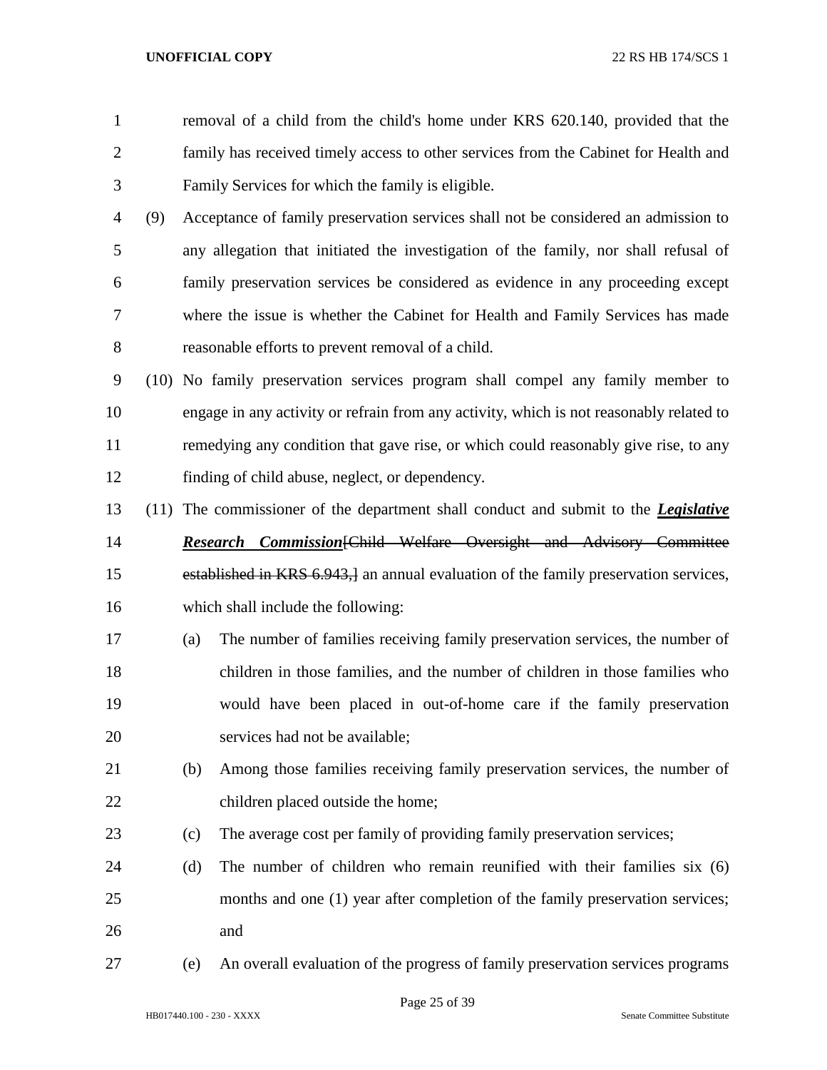removal of a child from the child's home under KRS 620.140, provided that the family has received timely access to other services from the Cabinet for Health and Family Services for which the family is eligible.

(9) Acceptance of family preservation services shall not be considered an admission to any allegation that initiated the investigation of the family, nor shall refusal of family preservation services be considered as evidence in any proceeding except where the issue is whether the Cabinet for Health and Family Services has made reasonable efforts to prevent removal of a child.

(10) No family preservation services program shall compel any family member to engage in any activity or refrain from any activity, which is not reasonably related to remedying any condition that gave rise, or which could reasonably give rise, to any finding of child abuse, neglect, or dependency.

(11) The commissioner of the department shall conduct and submit to the ***Legislative Research Commission***~~[Child Welfare Oversight and Advisory Committee established in KRS 6.943,]~~ an annual evaluation of the family preservation services, which shall include the following:

(a) The number of families receiving family preservation services, the number of children in those families, and the number of children in those families who would have been placed in out-of-home care if the family preservation services had not be available;

(b) Among those families receiving family preservation services, the number of children placed outside the home;

(c) The average cost per family of providing family preservation services;

(d) The number of children who remain reunified with their families six (6) months and one (1) year after completion of the family preservation services; and

(e) An overall evaluation of the progress of family preservation services programs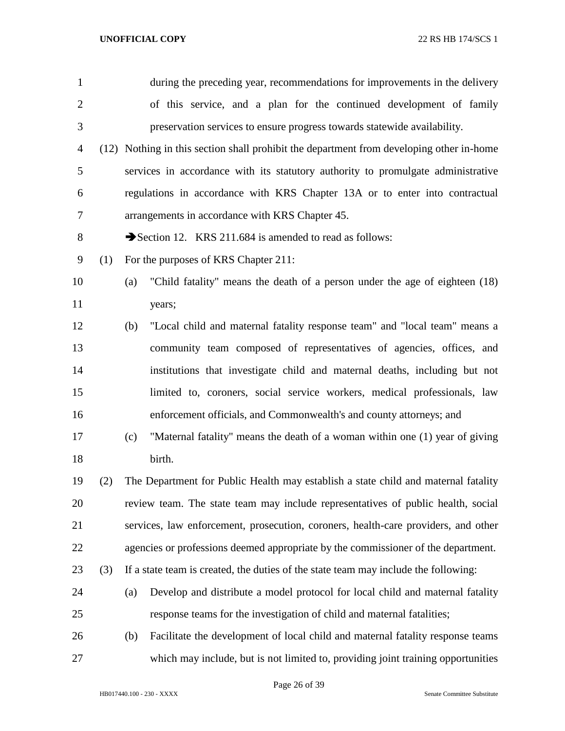during the preceding year, recommendations for improvements in the delivery of this service, and a plan for the continued development of family preservation services to ensure progress towards statewide availability.

(12) Nothing in this section shall prohibit the department from developing other in-home services in accordance with its statutory authority to promulgate administrative regulations in accordance with KRS Chapter 13A or to enter into contractual arrangements in accordance with KRS Chapter 45.

➔Section 12. KRS 211.684 is amended to read as follows:

(1) For the purposes of KRS Chapter 211:

(a) "Child fatality" means the death of a person under the age of eighteen (18) years;

(b) "Local child and maternal fatality response team" and "local team" means a community team composed of representatives of agencies, offices, and institutions that investigate child and maternal deaths, including but not limited to, coroners, social service workers, medical professionals, law enforcement officials, and Commonwealth's and county attorneys; and

(c) "Maternal fatality" means the death of a woman within one (1) year of giving birth.

(2) The Department for Public Health may establish a state child and maternal fatality review team. The state team may include representatives of public health, social services, law enforcement, prosecution, coroners, health-care providers, and other agencies or professions deemed appropriate by the commissioner of the department.

(3) If a state team is created, the duties of the state team may include the following:

(a) Develop and distribute a model protocol for local child and maternal fatality response teams for the investigation of child and maternal fatalities;

(b) Facilitate the development of local child and maternal fatality response teams which may include, but is not limited to, providing joint training opportunities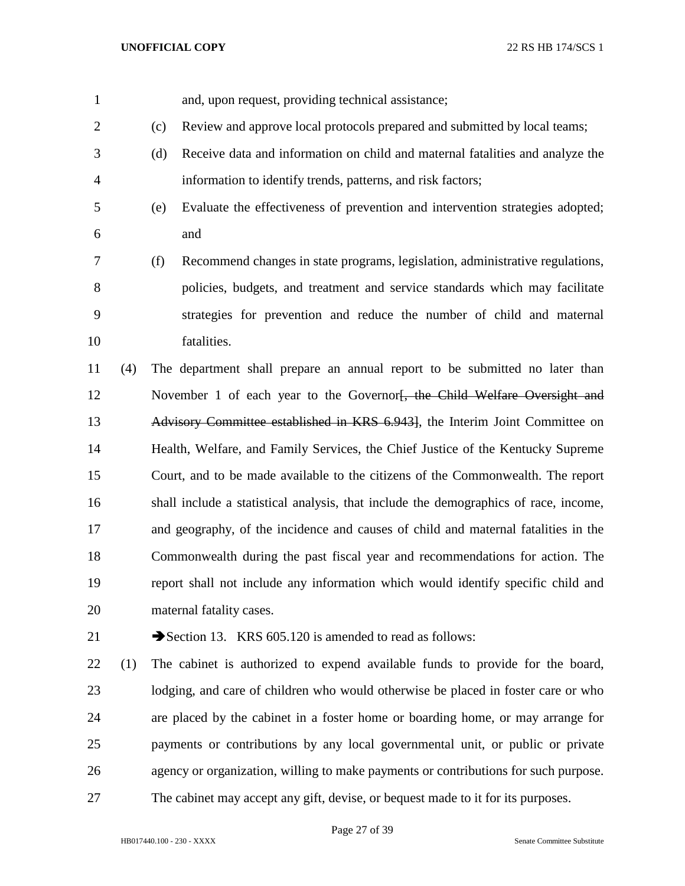and, upon request, providing technical assistance;

(c) Review and approve local protocols prepared and submitted by local teams;

(d) Receive data and information on child and maternal fatalities and analyze the information to identify trends, patterns, and risk factors;

(e) Evaluate the effectiveness of prevention and intervention strategies adopted; and

(f) Recommend changes in state programs, legislation, administrative regulations, policies, budgets, and treatment and service standards which may facilitate strategies for prevention and reduce the number of child and maternal fatalities.

(4) The department shall prepare an annual report to be submitted no later than November 1 of each year to the Governor~~[, the Child Welfare Oversight and Advisory Committee established in KRS 6.943]~~, the Interim Joint Committee on Health, Welfare, and Family Services, the Chief Justice of the Kentucky Supreme Court, and to be made available to the citizens of the Commonwealth. The report shall include a statistical analysis, that include the demographics of race, income, and geography, of the incidence and causes of child and maternal fatalities in the Commonwealth during the past fiscal year and recommendations for action. The report shall not include any information which would identify specific child and maternal fatality cases.

➔Section 13. KRS 605.120 is amended to read as follows:

(1) The cabinet is authorized to expend available funds to provide for the board, lodging, and care of children who would otherwise be placed in foster care or who are placed by the cabinet in a foster home or boarding home, or may arrange for payments or contributions by any local governmental unit, or public or private agency or organization, willing to make payments or contributions for such purpose. The cabinet may accept any gift, devise, or bequest made to it for its purposes.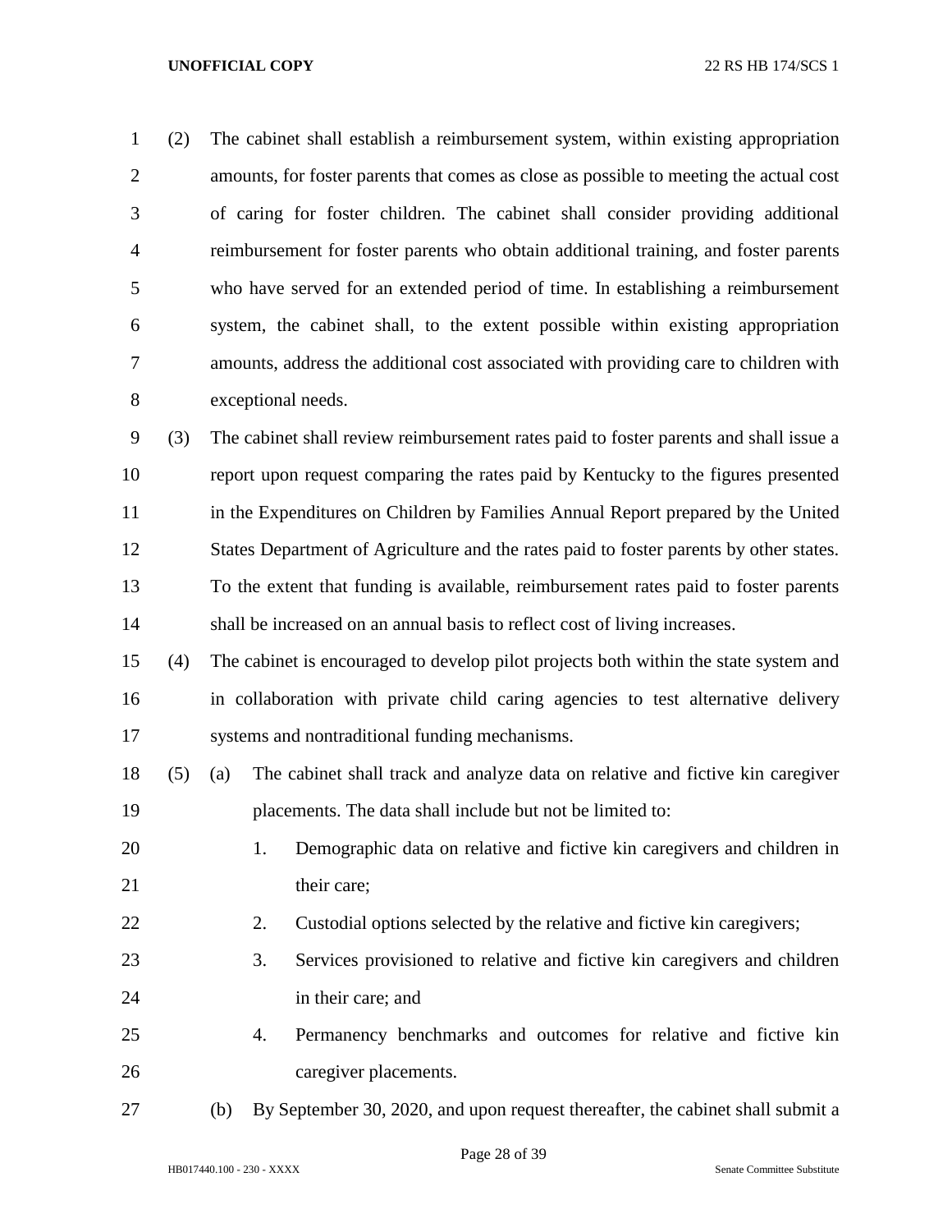(2) The cabinet shall establish a reimbursement system, within existing appropriation amounts, for foster parents that comes as close as possible to meeting the actual cost of caring for foster children. The cabinet shall consider providing additional reimbursement for foster parents who obtain additional training, and foster parents who have served for an extended period of time. In establishing a reimbursement system, the cabinet shall, to the extent possible within existing appropriation amounts, address the additional cost associated with providing care to children with exceptional needs.

(3) The cabinet shall review reimbursement rates paid to foster parents and shall issue a report upon request comparing the rates paid by Kentucky to the figures presented in the Expenditures on Children by Families Annual Report prepared by the United States Department of Agriculture and the rates paid to foster parents by other states. To the extent that funding is available, reimbursement rates paid to foster parents shall be increased on an annual basis to reflect cost of living increases.

(4) The cabinet is encouraged to develop pilot projects both within the state system and in collaboration with private child caring agencies to test alternative delivery systems and nontraditional funding mechanisms.

(5) (a) The cabinet shall track and analyze data on relative and fictive kin caregiver placements. The data shall include but not be limited to:

1. Demographic data on relative and fictive kin caregivers and children in their care;
2. Custodial options selected by the relative and fictive kin caregivers;
3. Services provisioned to relative and fictive kin caregivers and children in their care; and
4. Permanency benchmarks and outcomes for relative and fictive kin caregiver placements.

(b) By September 30, 2020, and upon request thereafter, the cabinet shall submit a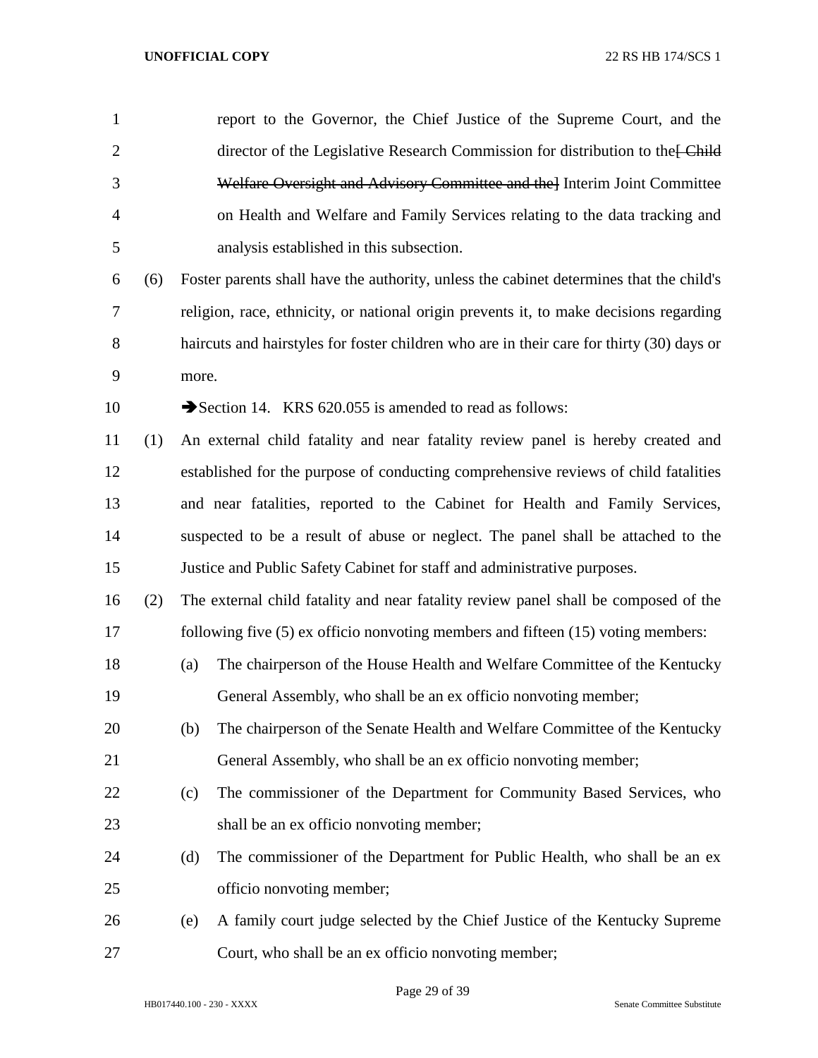report to the Governor, the Chief Justice of the Supreme Court, and the director of the Legislative Research Commission for distribution to the~~[ Child Welfare Oversight and Advisory Committee and the]~~ Interim Joint Committee on Health and Welfare and Family Services relating to the data tracking and analysis established in this subsection.

(6) Foster parents shall have the authority, unless the cabinet determines that the child's religion, race, ethnicity, or national origin prevents it, to make decisions regarding haircuts and hairstyles for foster children who are in their care for thirty (30) days or more.

➔Section 14. KRS 620.055 is amended to read as follows:

(1) An external child fatality and near fatality review panel is hereby created and established for the purpose of conducting comprehensive reviews of child fatalities and near fatalities, reported to the Cabinet for Health and Family Services, suspected to be a result of abuse or neglect. The panel shall be attached to the Justice and Public Safety Cabinet for staff and administrative purposes.

(2) The external child fatality and near fatality review panel shall be composed of the following five (5) ex officio nonvoting members and fifteen (15) voting members:

(a) The chairperson of the House Health and Welfare Committee of the Kentucky General Assembly, who shall be an ex officio nonvoting member;

(b) The chairperson of the Senate Health and Welfare Committee of the Kentucky General Assembly, who shall be an ex officio nonvoting member;

(c) The commissioner of the Department for Community Based Services, who shall be an ex officio nonvoting member;

(d) The commissioner of the Department for Public Health, who shall be an ex officio nonvoting member;

(e) A family court judge selected by the Chief Justice of the Kentucky Supreme Court, who shall be an ex officio nonvoting member;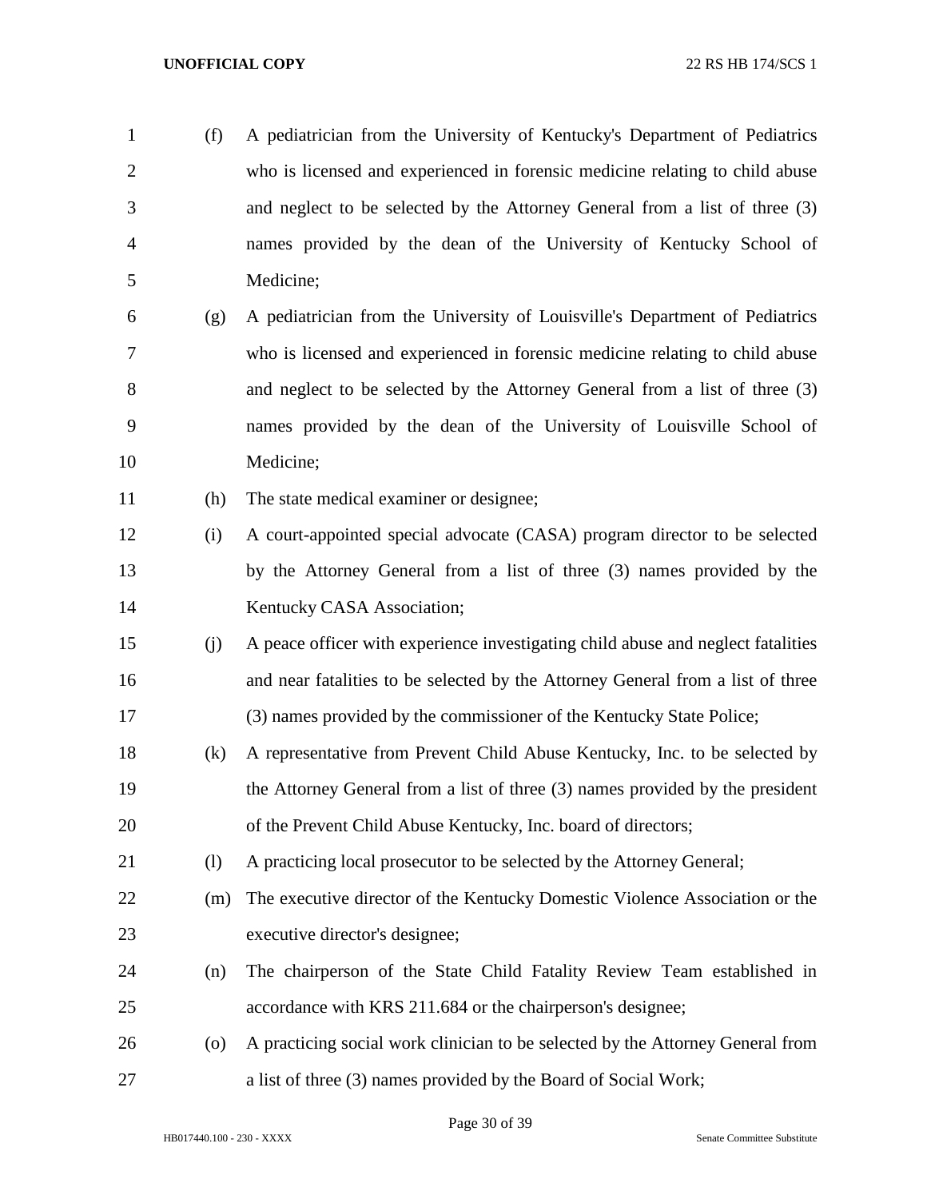(f) A pediatrician from the University of Kentucky's Department of Pediatrics who is licensed and experienced in forensic medicine relating to child abuse and neglect to be selected by the Attorney General from a list of three (3) names provided by the dean of the University of Kentucky School of Medicine;

(g) A pediatrician from the University of Louisville's Department of Pediatrics who is licensed and experienced in forensic medicine relating to child abuse and neglect to be selected by the Attorney General from a list of three (3) names provided by the dean of the University of Louisville School of Medicine;

(h) The state medical examiner or designee;

(i) A court-appointed special advocate (CASA) program director to be selected by the Attorney General from a list of three (3) names provided by the Kentucky CASA Association;

(j) A peace officer with experience investigating child abuse and neglect fatalities and near fatalities to be selected by the Attorney General from a list of three (3) names provided by the commissioner of the Kentucky State Police;

(k) A representative from Prevent Child Abuse Kentucky, Inc. to be selected by the Attorney General from a list of three (3) names provided by the president of the Prevent Child Abuse Kentucky, Inc. board of directors;

(l) A practicing local prosecutor to be selected by the Attorney General;

(m) The executive director of the Kentucky Domestic Violence Association or the executive director's designee;

(n) The chairperson of the State Child Fatality Review Team established in accordance with KRS 211.684 or the chairperson's designee;

(o) A practicing social work clinician to be selected by the Attorney General from a list of three (3) names provided by the Board of Social Work;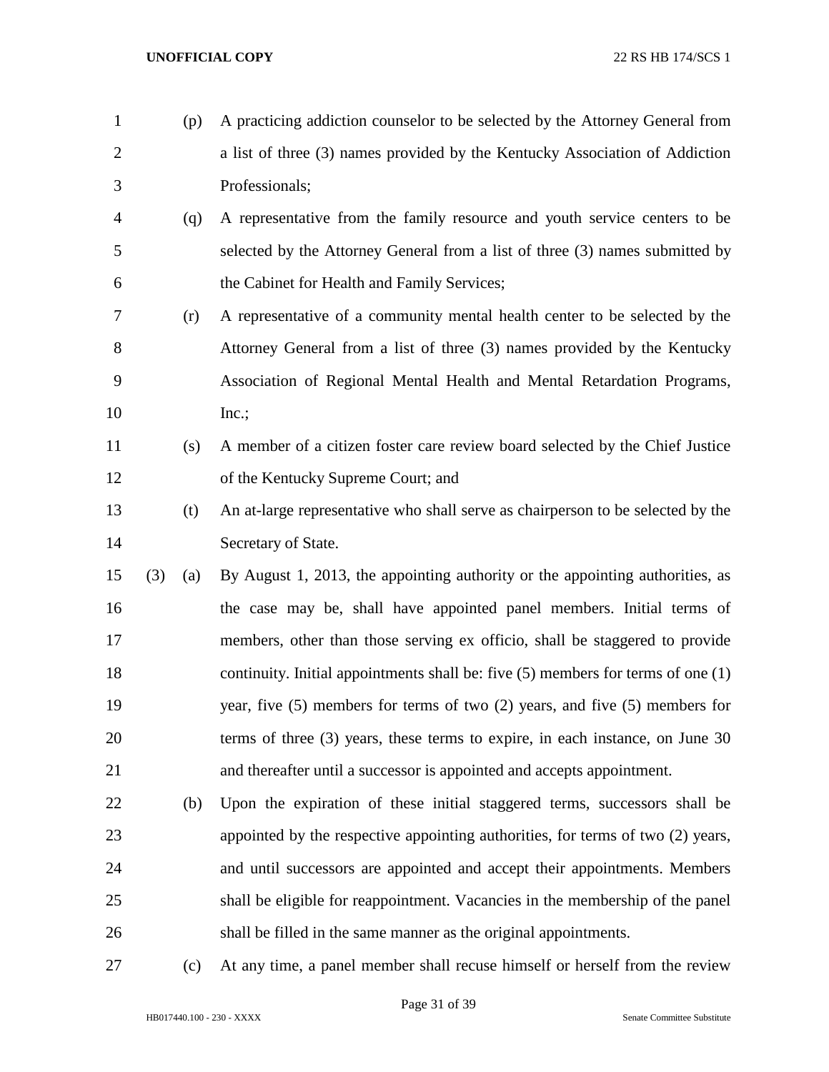(p) A practicing addiction counselor to be selected by the Attorney General from a list of three (3) names provided by the Kentucky Association of Addiction Professionals;

(q) A representative from the family resource and youth service centers to be selected by the Attorney General from a list of three (3) names submitted by the Cabinet for Health and Family Services;

(r) A representative of a community mental health center to be selected by the Attorney General from a list of three (3) names provided by the Kentucky Association of Regional Mental Health and Mental Retardation Programs, Inc.;

(s) A member of a citizen foster care review board selected by the Chief Justice of the Kentucky Supreme Court; and

(t) An at-large representative who shall serve as chairperson to be selected by the Secretary of State.

(3) (a) By August 1, 2013, the appointing authority or the appointing authorities, as the case may be, shall have appointed panel members. Initial terms of members, other than those serving ex officio, shall be staggered to provide continuity. Initial appointments shall be: five (5) members for terms of one (1) year, five (5) members for terms of two (2) years, and five (5) members for terms of three (3) years, these terms to expire, in each instance, on June 30 and thereafter until a successor is appointed and accepts appointment.

(b) Upon the expiration of these initial staggered terms, successors shall be appointed by the respective appointing authorities, for terms of two (2) years, and until successors are appointed and accept their appointments. Members shall be eligible for reappointment. Vacancies in the membership of the panel shall be filled in the same manner as the original appointments.

(c) At any time, a panel member shall recuse himself or herself from the review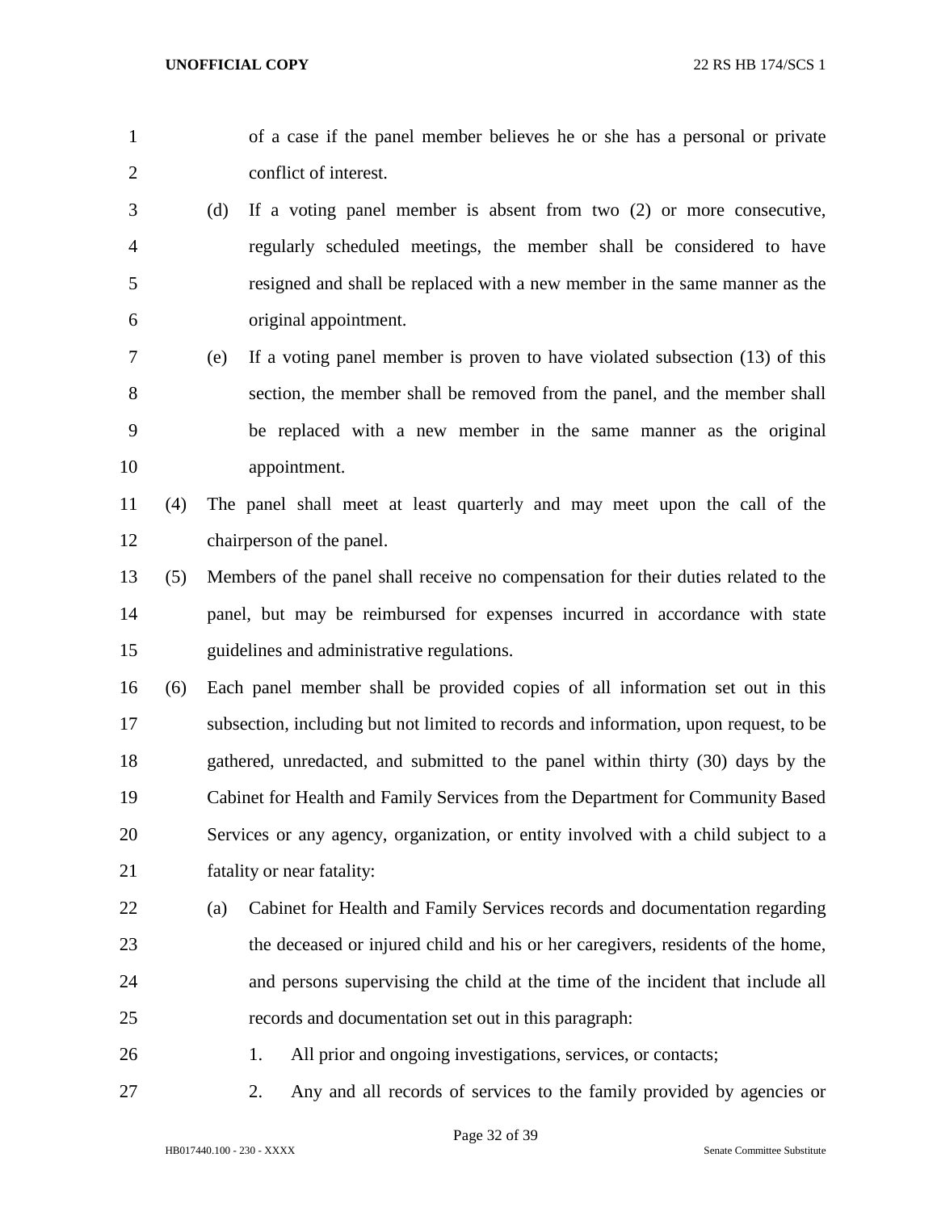of a case if the panel member believes he or she has a personal or private conflict of interest.

(d) If a voting panel member is absent from two (2) or more consecutive, regularly scheduled meetings, the member shall be considered to have resigned and shall be replaced with a new member in the same manner as the original appointment.

(e) If a voting panel member is proven to have violated subsection (13) of this section, the member shall be removed from the panel, and the member shall be replaced with a new member in the same manner as the original appointment.

(4) The panel shall meet at least quarterly and may meet upon the call of the chairperson of the panel.

(5) Members of the panel shall receive no compensation for their duties related to the panel, but may be reimbursed for expenses incurred in accordance with state guidelines and administrative regulations.

(6) Each panel member shall be provided copies of all information set out in this subsection, including but not limited to records and information, upon request, to be gathered, unredacted, and submitted to the panel within thirty (30) days by the Cabinet for Health and Family Services from the Department for Community Based Services or any agency, organization, or entity involved with a child subject to a fatality or near fatality:

(a) Cabinet for Health and Family Services records and documentation regarding the deceased or injured child and his or her caregivers, residents of the home, and persons supervising the child at the time of the incident that include all records and documentation set out in this paragraph:

1. All prior and ongoing investigations, services, or contacts;

2. Any and all records of services to the family provided by agencies or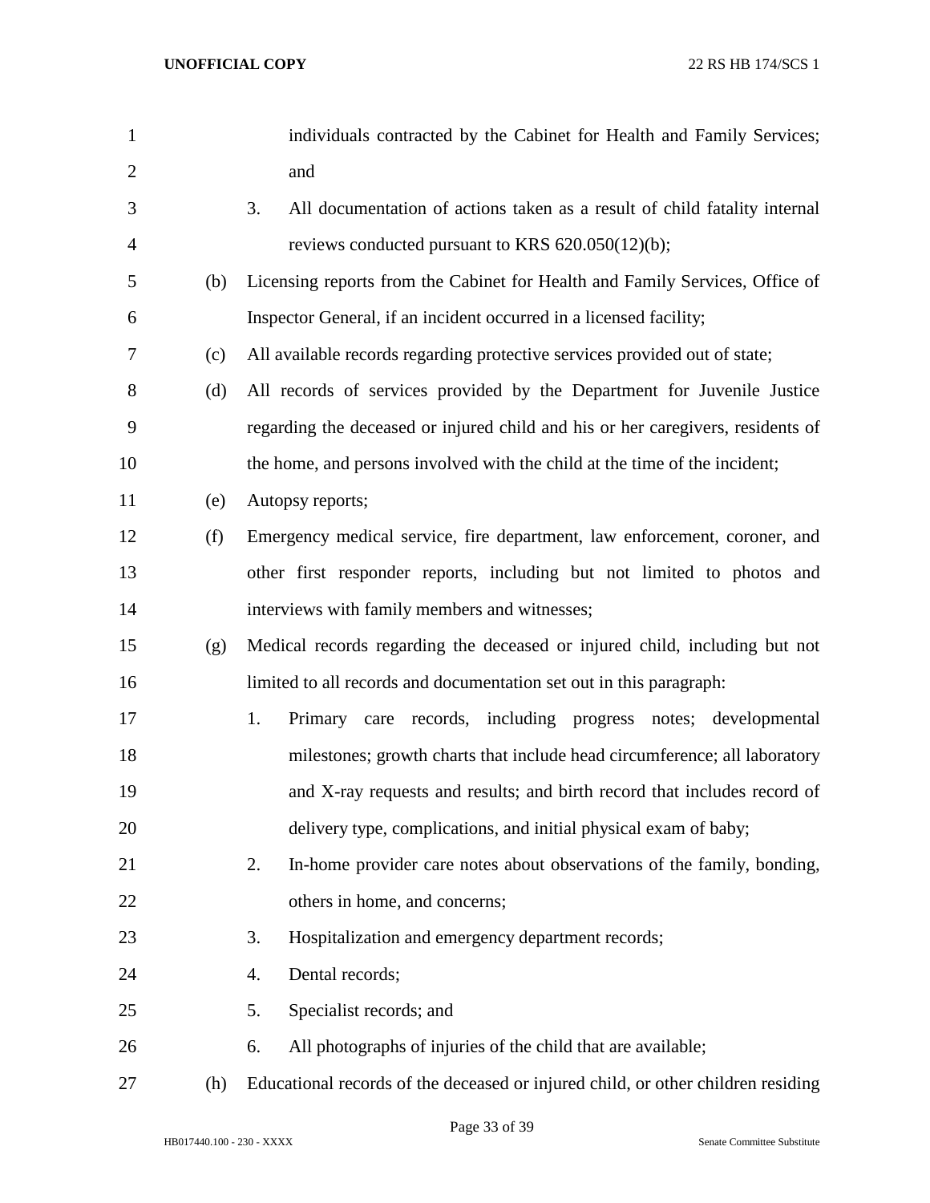individuals contracted by the Cabinet for Health and Family Services; and

3. All documentation of actions taken as a result of child fatality internal reviews conducted pursuant to KRS 620.050(12)(b);

(b) Licensing reports from the Cabinet for Health and Family Services, Office of Inspector General, if an incident occurred in a licensed facility;

(c) All available records regarding protective services provided out of state;

(d) All records of services provided by the Department for Juvenile Justice regarding the deceased or injured child and his or her caregivers, residents of the home, and persons involved with the child at the time of the incident;

(e) Autopsy reports;

(f) Emergency medical service, fire department, law enforcement, coroner, and other first responder reports, including but not limited to photos and interviews with family members and witnesses;

(g) Medical records regarding the deceased or injured child, including but not limited to all records and documentation set out in this paragraph:

1. Primary care records, including progress notes; developmental milestones; growth charts that include head circumference; all laboratory and X-ray requests and results; and birth record that includes record of delivery type, complications, and initial physical exam of baby;

2. In-home provider care notes about observations of the family, bonding, others in home, and concerns;

3. Hospitalization and emergency department records;

4. Dental records;

5. Specialist records; and

6. All photographs of injuries of the child that are available;

(h) Educational records of the deceased or injured child, or other children residing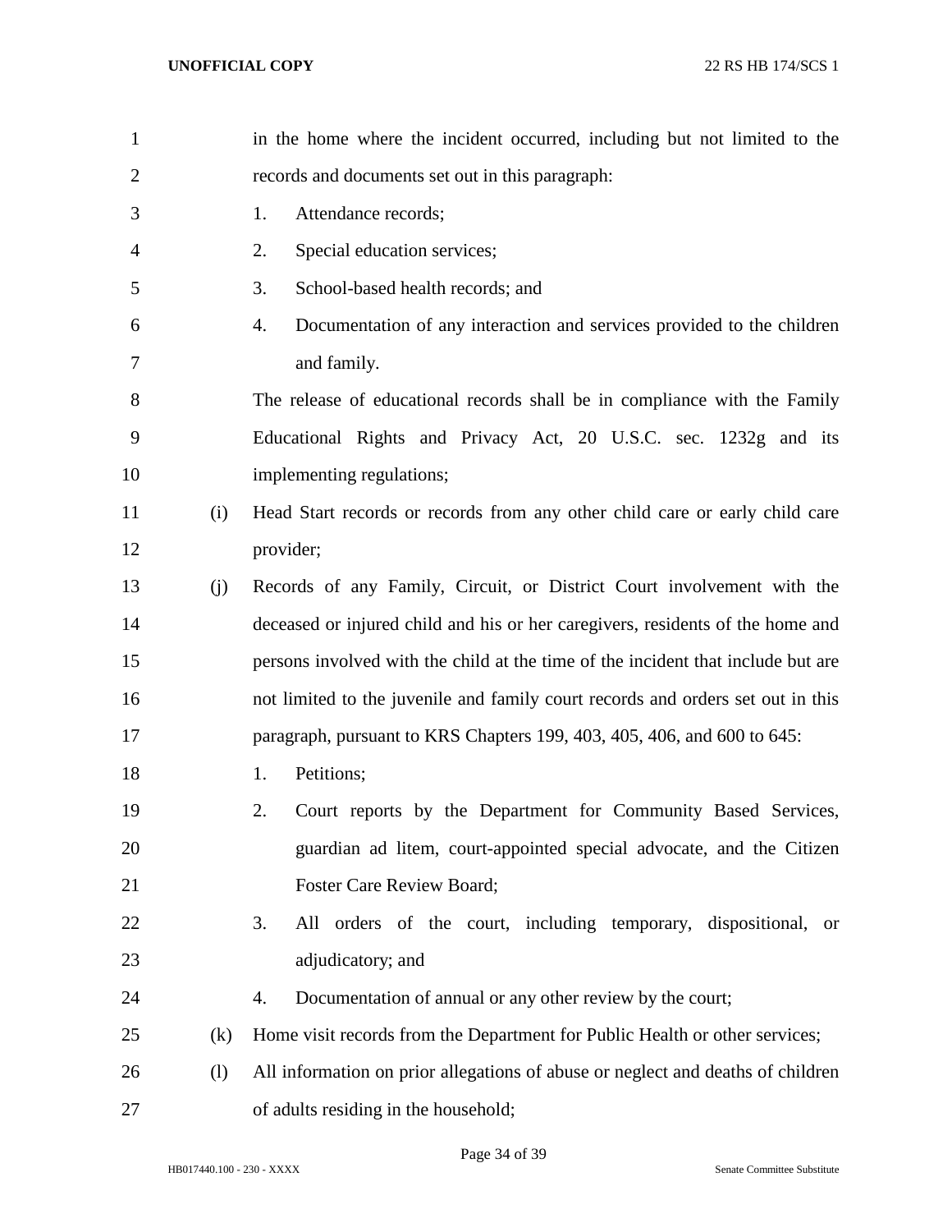in the home where the incident occurred, including but not limited to the records and documents set out in this paragraph:

1. Attendance records;
2. Special education services;
3. School-based health records; and
4. Documentation of any interaction and services provided to the children and family.

The release of educational records shall be in compliance with the Family Educational Rights and Privacy Act, 20 U.S.C. sec. 1232g and its implementing regulations;

(i) Head Start records or records from any other child care or early child care provider;

(j) Records of any Family, Circuit, or District Court involvement with the deceased or injured child and his or her caregivers, residents of the home and persons involved with the child at the time of the incident that include but are not limited to the juvenile and family court records and orders set out in this paragraph, pursuant to KRS Chapters 199, 403, 405, 406, and 600 to 645:

1. Petitions;
2. Court reports by the Department for Community Based Services, guardian ad litem, court-appointed special advocate, and the Citizen Foster Care Review Board;
3. All orders of the court, including temporary, dispositional, or adjudicatory; and
4. Documentation of annual or any other review by the court;

(k) Home visit records from the Department for Public Health or other services;

(l) All information on prior allegations of abuse or neglect and deaths of children of adults residing in the household;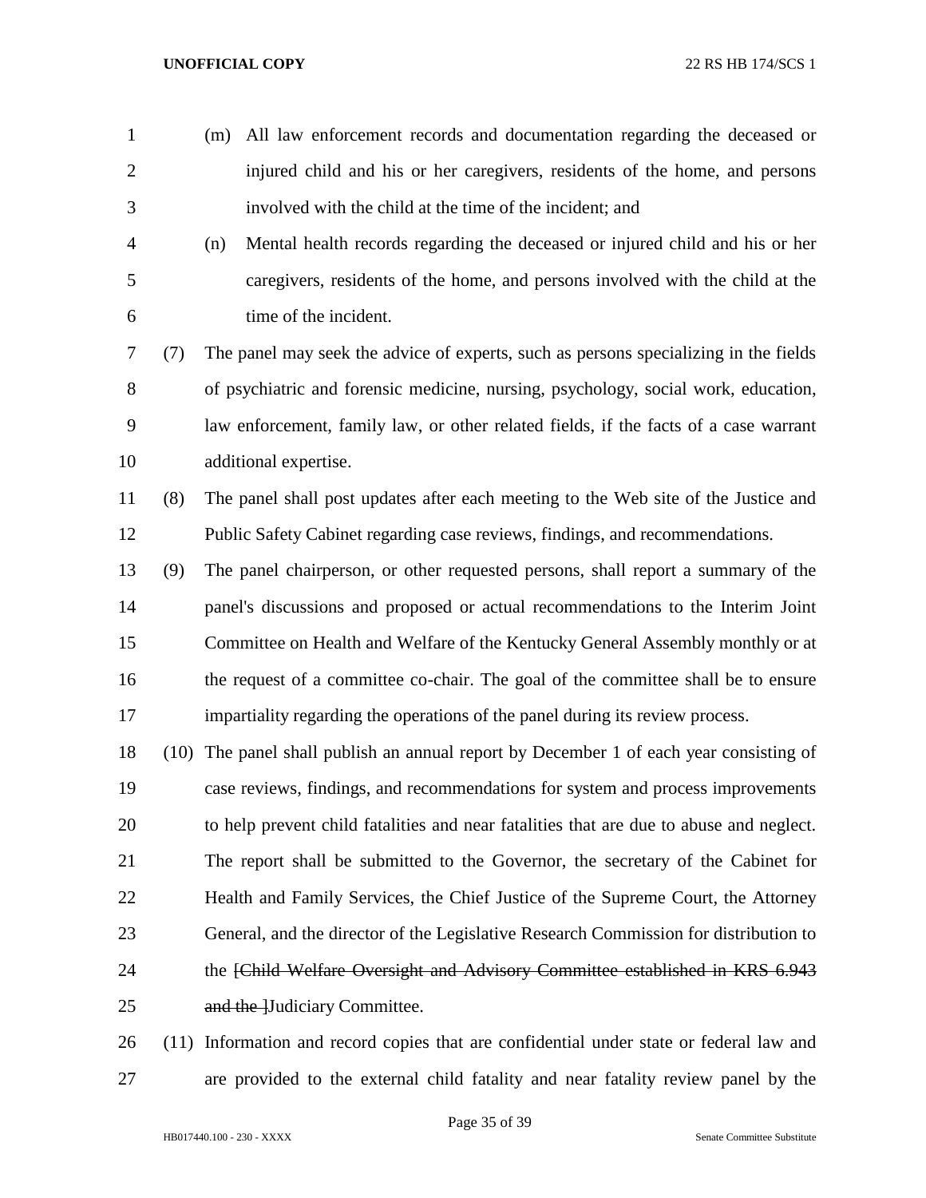(m) All law enforcement records and documentation regarding the deceased or injured child and his or her caregivers, residents of the home, and persons involved with the child at the time of the incident; and

(n) Mental health records regarding the deceased or injured child and his or her caregivers, residents of the home, and persons involved with the child at the time of the incident.

(7) The panel may seek the advice of experts, such as persons specializing in the fields of psychiatric and forensic medicine, nursing, psychology, social work, education, law enforcement, family law, or other related fields, if the facts of a case warrant additional expertise.

(8) The panel shall post updates after each meeting to the Web site of the Justice and Public Safety Cabinet regarding case reviews, findings, and recommendations.

(9) The panel chairperson, or other requested persons, shall report a summary of the panel's discussions and proposed or actual recommendations to the Interim Joint Committee on Health and Welfare of the Kentucky General Assembly monthly or at the request of a committee co-chair. The goal of the committee shall be to ensure impartiality regarding the operations of the panel during its review process.

(10) The panel shall publish an annual report by December 1 of each year consisting of case reviews, findings, and recommendations for system and process improvements to help prevent child fatalities and near fatalities that are due to abuse and neglect. The report shall be submitted to the Governor, the secretary of the Cabinet for Health and Family Services, the Chief Justice of the Supreme Court, the Attorney General, and the director of the Legislative Research Commission for distribution to the ~~[Child Welfare Oversight and Advisory Committee established in KRS 6.943 and the ]~~Judiciary Committee.

(11) Information and record copies that are confidential under state or federal law and are provided to the external child fatality and near fatality review panel by the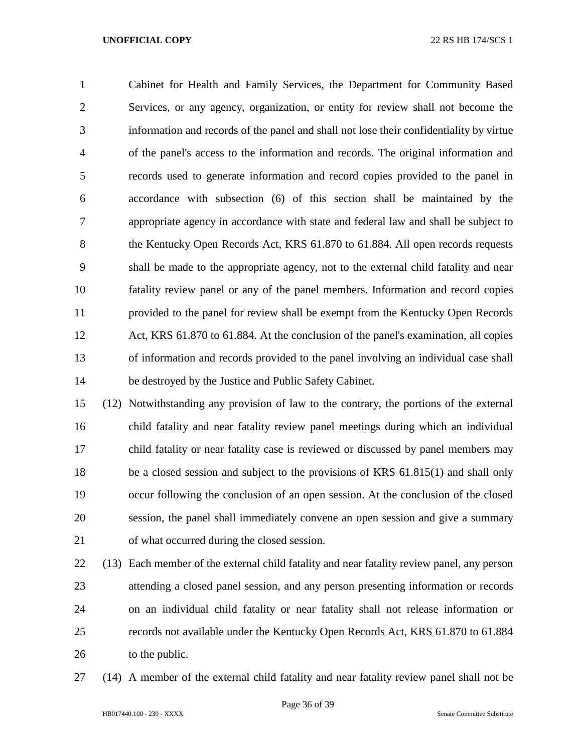Cabinet for Health and Family Services, the Department for Community Based Services, or any agency, organization, or entity for review shall not become the information and records of the panel and shall not lose their confidentiality by virtue of the panel's access to the information and records. The original information and records used to generate information and record copies provided to the panel in accordance with subsection (6) of this section shall be maintained by the appropriate agency in accordance with state and federal law and shall be subject to the Kentucky Open Records Act, KRS 61.870 to 61.884. All open records requests shall be made to the appropriate agency, not to the external child fatality and near fatality review panel or any of the panel members. Information and record copies provided to the panel for review shall be exempt from the Kentucky Open Records Act, KRS 61.870 to 61.884. At the conclusion of the panel's examination, all copies of information and records provided to the panel involving an individual case shall be destroyed by the Justice and Public Safety Cabinet.

(12) Notwithstanding any provision of law to the contrary, the portions of the external child fatality and near fatality review panel meetings during which an individual child fatality or near fatality case is reviewed or discussed by panel members may be a closed session and subject to the provisions of KRS 61.815(1) and shall only occur following the conclusion of an open session. At the conclusion of the closed session, the panel shall immediately convene an open session and give a summary of what occurred during the closed session.

(13) Each member of the external child fatality and near fatality review panel, any person attending a closed panel session, and any person presenting information or records on an individual child fatality or near fatality shall not release information or records not available under the Kentucky Open Records Act, KRS 61.870 to 61.884 to the public.

(14) A member of the external child fatality and near fatality review panel shall not be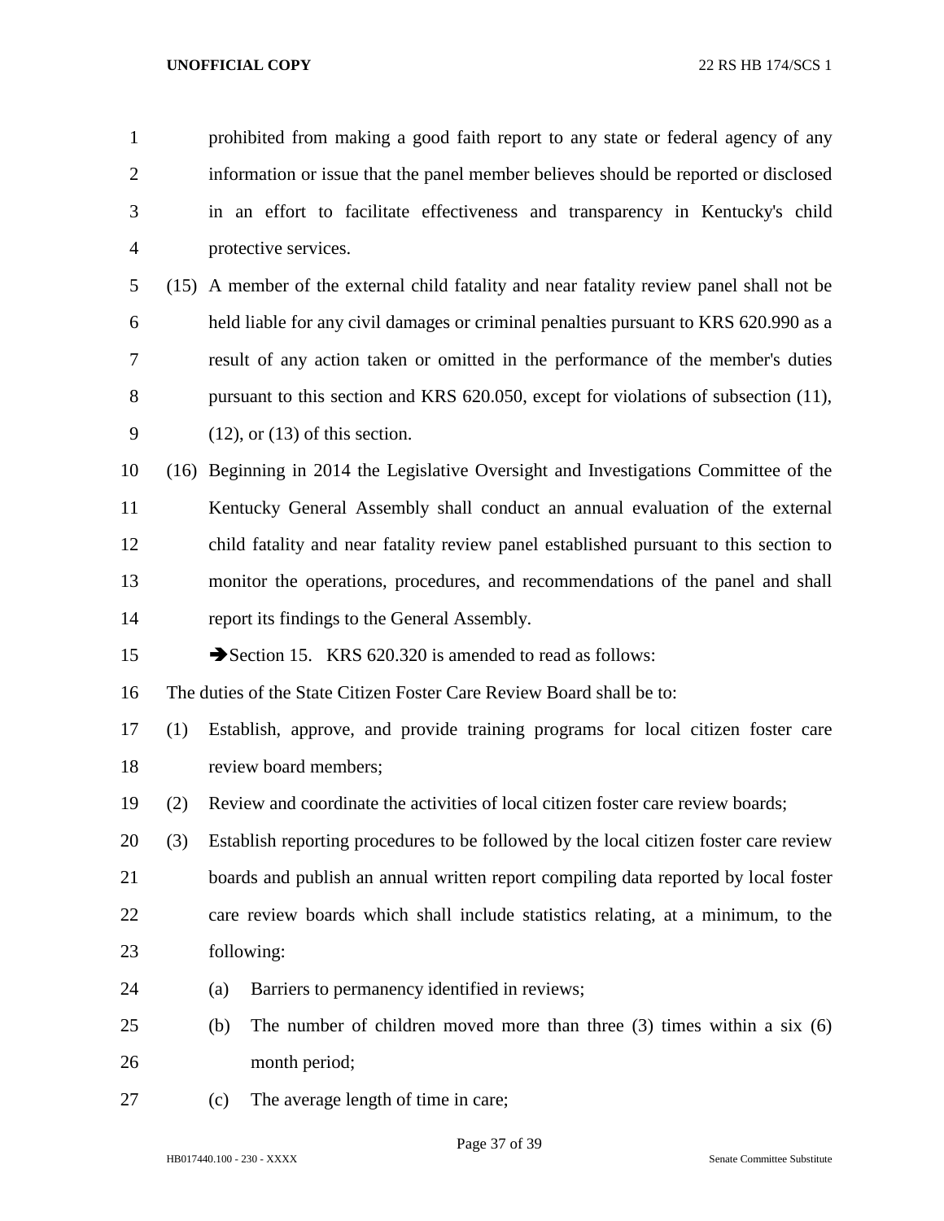prohibited from making a good faith report to any state or federal agency of any information or issue that the panel member believes should be reported or disclosed in an effort to facilitate effectiveness and transparency in Kentucky's child protective services.

(15) A member of the external child fatality and near fatality review panel shall not be held liable for any civil damages or criminal penalties pursuant to KRS 620.990 as a result of any action taken or omitted in the performance of the member's duties pursuant to this section and KRS 620.050, except for violations of subsection (11), (12), or (13) of this section.

(16) Beginning in 2014 the Legislative Oversight and Investigations Committee of the Kentucky General Assembly shall conduct an annual evaluation of the external child fatality and near fatality review panel established pursuant to this section to monitor the operations, procedures, and recommendations of the panel and shall report its findings to the General Assembly.

➔Section 15. KRS 620.320 is amended to read as follows:

The duties of the State Citizen Foster Care Review Board shall be to:

(1) Establish, approve, and provide training programs for local citizen foster care review board members;

(2) Review and coordinate the activities of local citizen foster care review boards;

(3) Establish reporting procedures to be followed by the local citizen foster care review boards and publish an annual written report compiling data reported by local foster care review boards which shall include statistics relating, at a minimum, to the following:

(a) Barriers to permanency identified in reviews;

(b) The number of children moved more than three (3) times within a six (6) month period;

(c) The average length of time in care;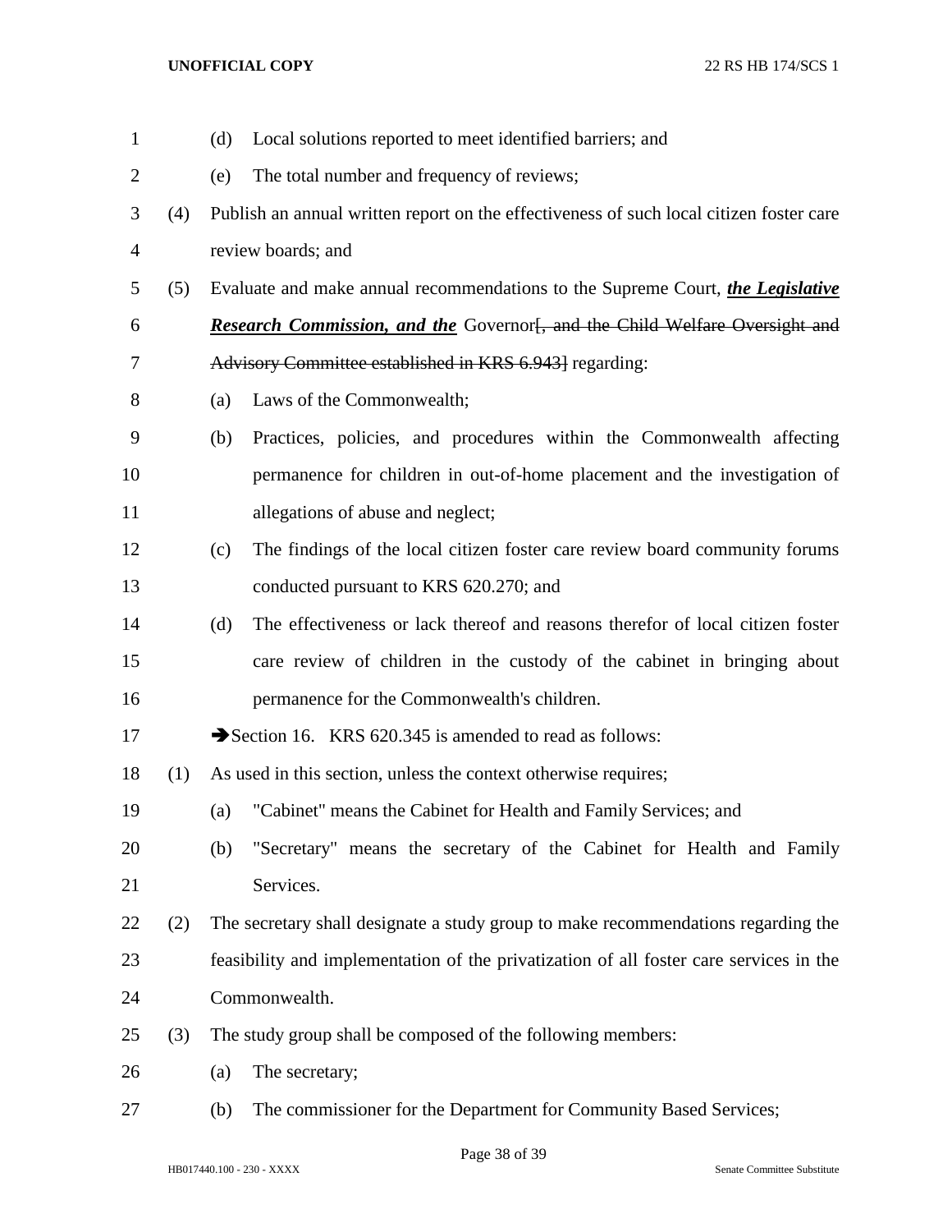(d) Local solutions reported to meet identified barriers; and

(e) The total number and frequency of reviews;

(4) Publish an annual written report on the effectiveness of such local citizen foster care review boards; and

(5) Evaluate and make annual recommendations to the Supreme Court, ***the Legislative Research Commission, and the*** Governor~~[, and the Child Welfare Oversight and Advisory Committee established in KRS 6.943]~~ regarding:

(a) Laws of the Commonwealth;

(b) Practices, policies, and procedures within the Commonwealth affecting permanence for children in out-of-home placement and the investigation of allegations of abuse and neglect;

(c) The findings of the local citizen foster care review board community forums conducted pursuant to KRS 620.270; and

(d) The effectiveness or lack thereof and reasons therefor of local citizen foster care review of children in the custody of the cabinet in bringing about permanence for the Commonwealth's children.

➔Section 16. KRS 620.345 is amended to read as follows:

(1) As used in this section, unless the context otherwise requires;

(a) "Cabinet" means the Cabinet for Health and Family Services; and

(b) "Secretary" means the secretary of the Cabinet for Health and Family Services.

(2) The secretary shall designate a study group to make recommendations regarding the feasibility and implementation of the privatization of all foster care services in the Commonwealth.

(3) The study group shall be composed of the following members:

(a) The secretary;

(b) The commissioner for the Department for Community Based Services;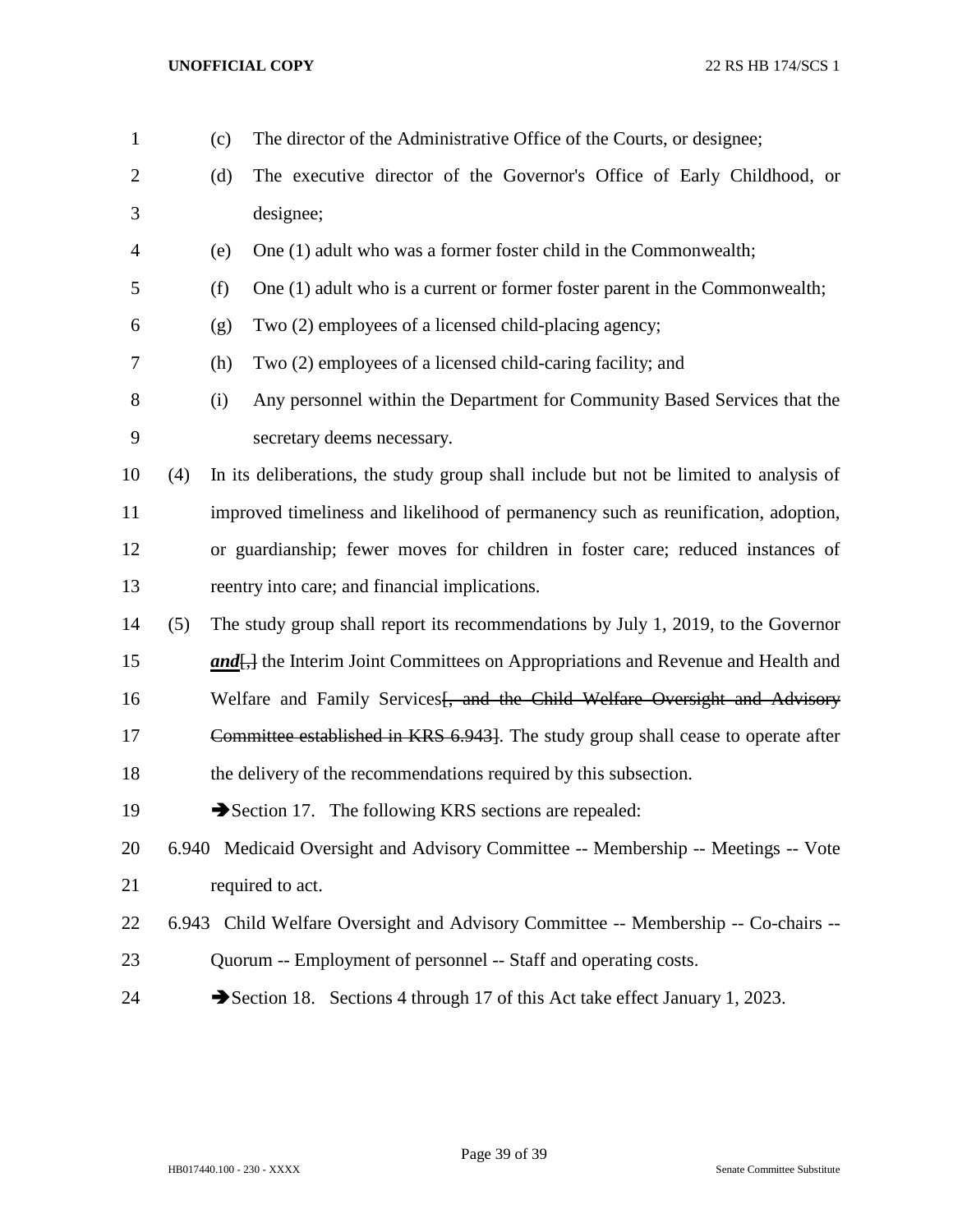(c) The director of the Administrative Office of the Courts, or designee;

(d) The executive director of the Governor's Office of Early Childhood, or designee;

(e) One (1) adult who was a former foster child in the Commonwealth;

(f) One (1) adult who is a current or former foster parent in the Commonwealth;

(g) Two (2) employees of a licensed child-placing agency;

(h) Two (2) employees of a licensed child-caring facility; and

(i) Any personnel within the Department for Community Based Services that the secretary deems necessary.

(4) In its deliberations, the study group shall include but not be limited to analysis of improved timeliness and likelihood of permanency such as reunification, adoption, or guardianship; fewer moves for children in foster care; reduced instances of reentry into care; and financial implications.

(5) The study group shall report its recommendations by July 1, 2019, to the Governor ***and***[,] the Interim Joint Committees on Appropriations and Revenue and Health and Welfare and Family Services[~~, and the Child Welfare Oversight and Advisory Committee established in KRS 6.943~~]. The study group shall cease to operate after the delivery of the recommendations required by this subsection.

➔Section 17. The following KRS sections are repealed:

6.940 Medicaid Oversight and Advisory Committee -- Membership -- Meetings -- Vote required to act.

6.943 Child Welfare Oversight and Advisory Committee -- Membership -- Co-chairs -- Quorum -- Employment of personnel -- Staff and operating costs.

➔Section 18. Sections 4 through 17 of this Act take effect January 1, 2023.